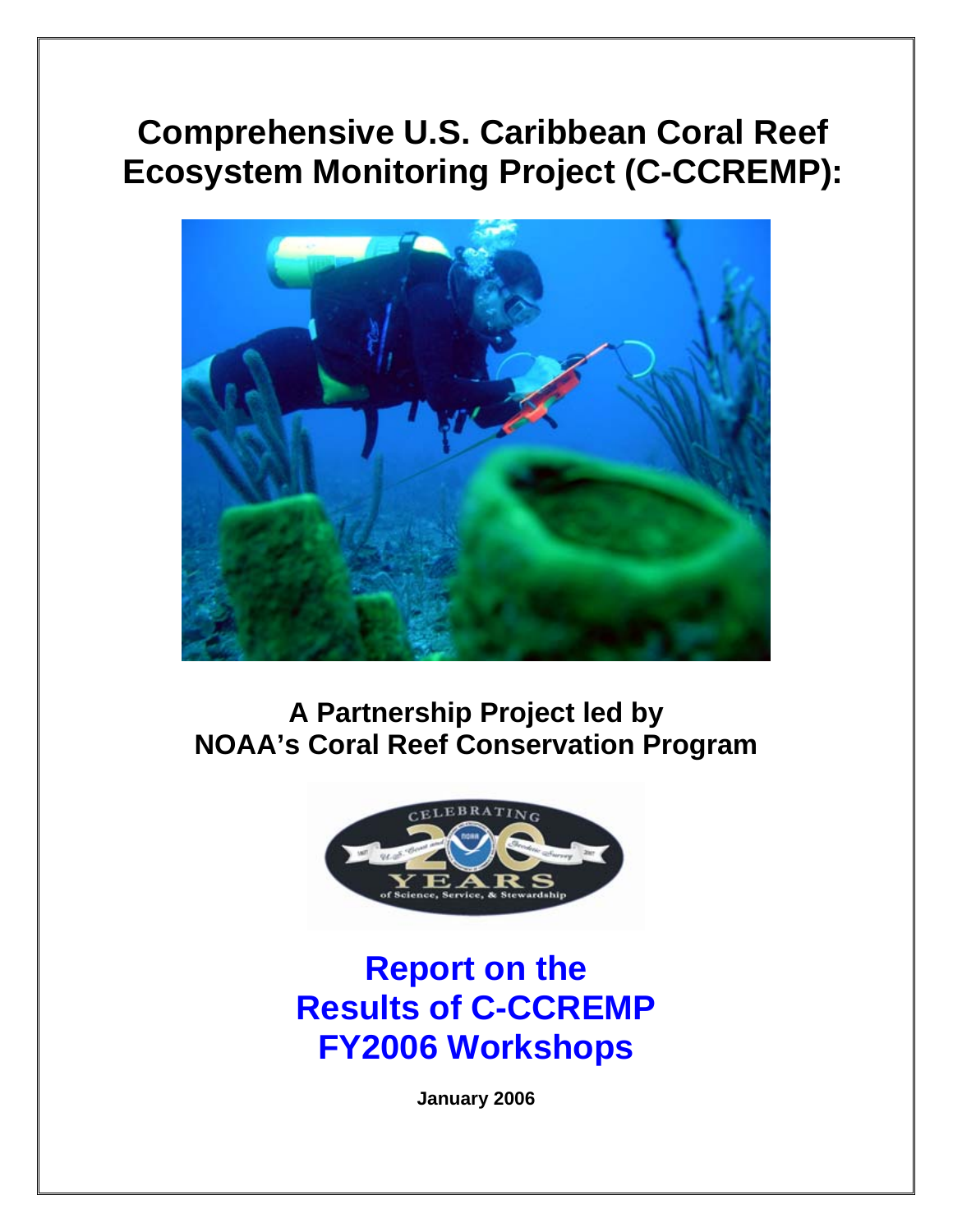# Comprehensive U.S. Caribbean Coral Reef Ecosystem Monitoring Project (C-CCREMP):

**A Partnership Project led by NOAA's Coral Reef Conservation Program**

## Report on the Results of C-CCREMP FY2006 Workshops

**January 2006**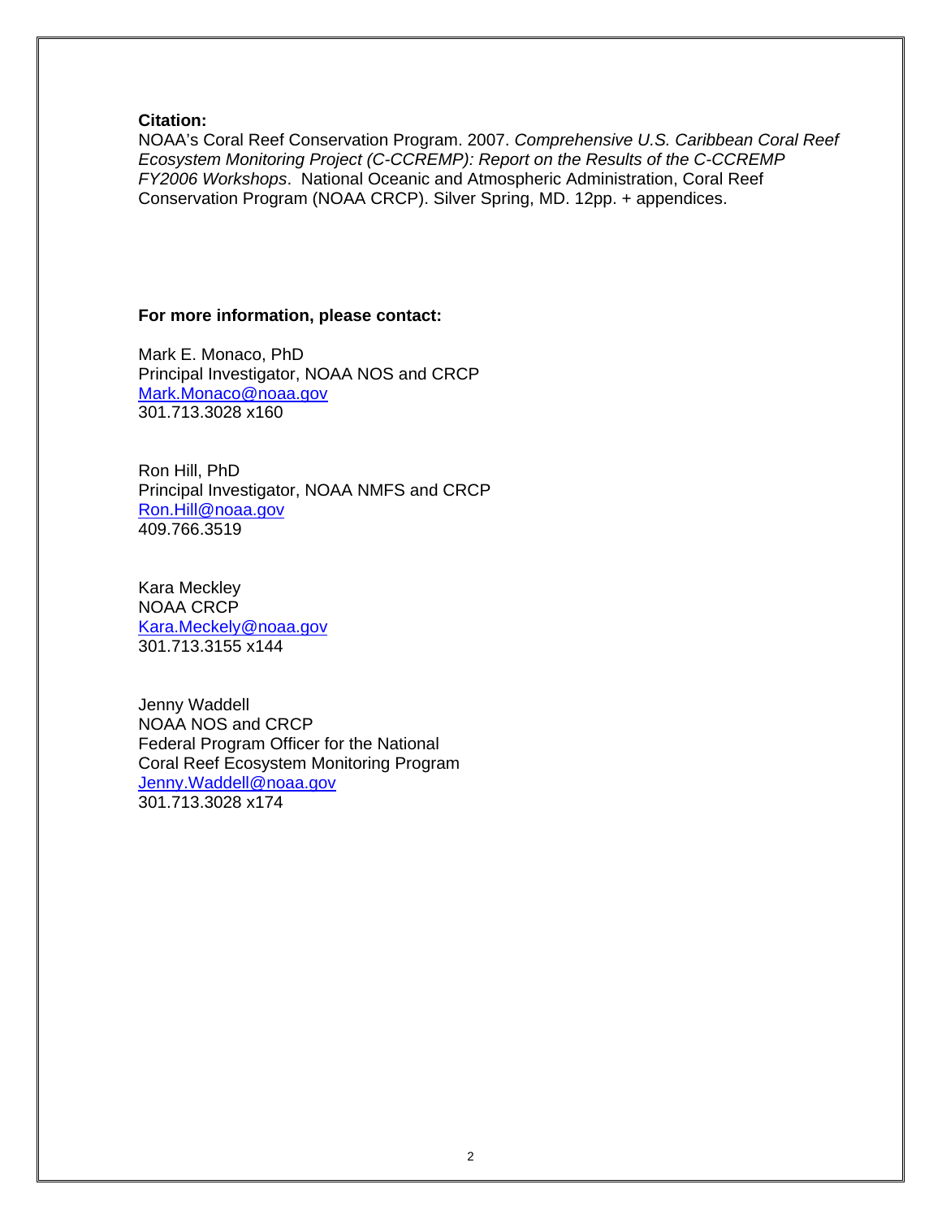**Citation:**
NOAA's Coral Reef Conservation Program. 2007. *Comprehensive U.S. Caribbean Coral Reef Ecosystem Monitoring Project (C-CCREMP): Report on the Results of the C-CCREMP FY2006 Workshops*. National Oceanic and Atmospheric Administration, Coral Reef Conservation Program (NOAA CRCP). Silver Spring, MD. 12pp. + appendices.

**For more information, please contact:**

Mark E. Monaco, PhD
Principal Investigator, NOAA NOS and CRCP
Mark.Monaco@noaa.gov
301.713.3028 x160

Ron Hill, PhD
Principal Investigator, NOAA NMFS and CRCP
Ron.Hill@noaa.gov
409.766.3519

Kara Meckley
NOAA CRCP
Kara.Meckely@noaa.gov
301.713.3155 x144

Jenny Waddell
NOAA NOS and CRCP
Federal Program Officer for the National Coral Reef Ecosystem Monitoring Program
Jenny.Waddell@noaa.gov
301.713.3028 x174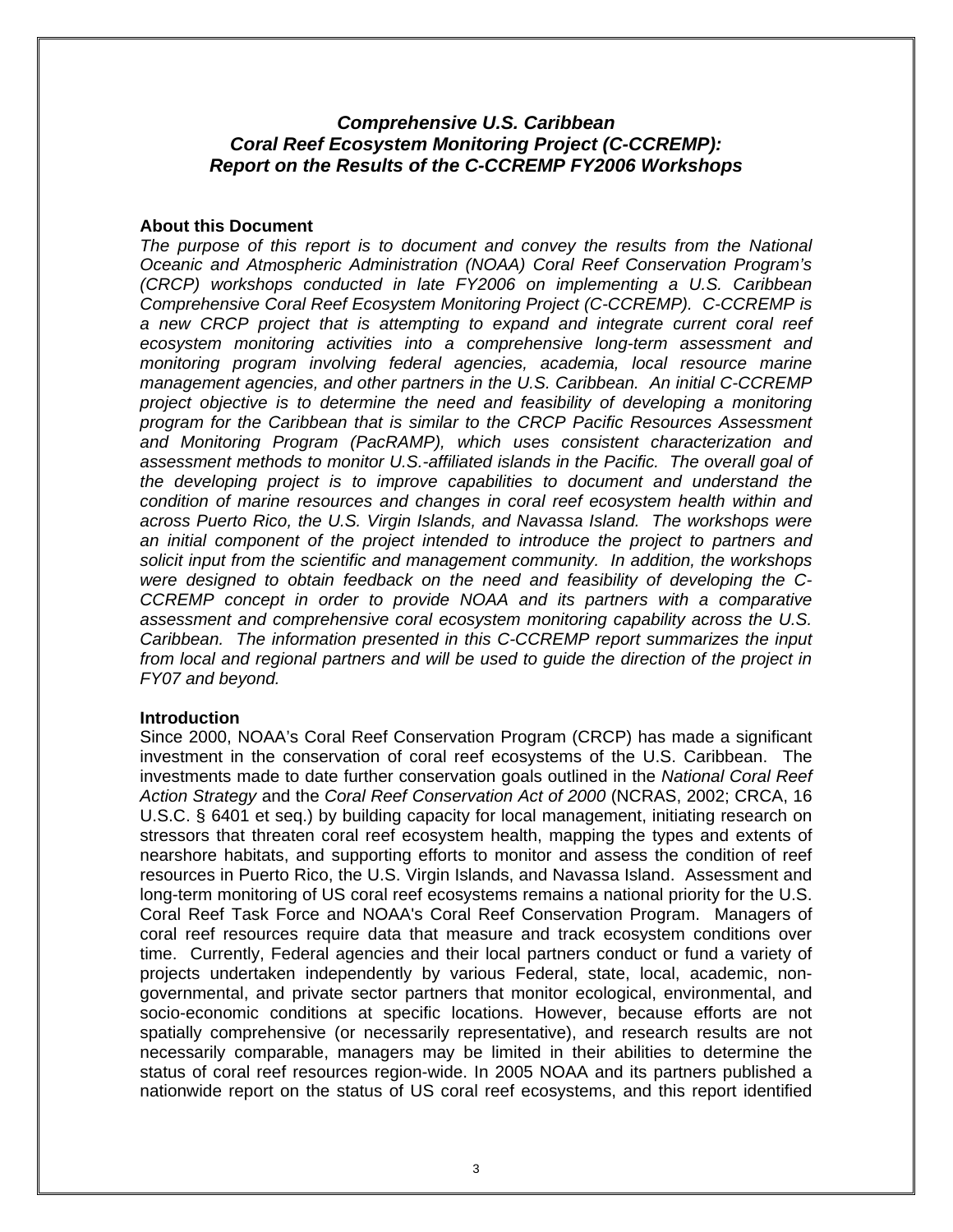***Comprehensive U.S. Caribbean Coral Reef Ecosystem Monitoring Project (C-CCREMP): Report on the Results of the C-CCREMP FY2006 Workshops***

**About this Document**

*The purpose of this report is to document and convey the results from the National Oceanic and Atmospheric Administration (NOAA) Coral Reef Conservation Program's (CRCP) workshops conducted in late FY2006 on implementing a U.S. Caribbean Comprehensive Coral Reef Ecosystem Monitoring Project (C-CCREMP). C-CCREMP is a new CRCP project that is attempting to expand and integrate current coral reef ecosystem monitoring activities into a comprehensive long-term assessment and monitoring program involving federal agencies, academia, local resource marine management agencies, and other partners in the U.S. Caribbean. An initial C-CCREMP project objective is to determine the need and feasibility of developing a monitoring program for the Caribbean that is similar to the CRCP Pacific Resources Assessment and Monitoring Program (PacRAMP), which uses consistent characterization and assessment methods to monitor U.S.-affiliated islands in the Pacific. The overall goal of the developing project is to improve capabilities to document and understand the condition of marine resources and changes in coral reef ecosystem health within and across Puerto Rico, the U.S. Virgin Islands, and Navassa Island. The workshops were an initial component of the project intended to introduce the project to partners and solicit input from the scientific and management community. In addition, the workshops were designed to obtain feedback on the need and feasibility of developing the C-CCREMP concept in order to provide NOAA and its partners with a comparative assessment and comprehensive coral ecosystem monitoring capability across the U.S. Caribbean. The information presented in this C-CCREMP report summarizes the input from local and regional partners and will be used to guide the direction of the project in FY07 and beyond.*

**Introduction**

Since 2000, NOAA's Coral Reef Conservation Program (CRCP) has made a significant investment in the conservation of coral reef ecosystems of the U.S. Caribbean. The investments made to date further conservation goals outlined in the *National Coral Reef Action Strategy* and the *Coral Reef Conservation Act of 2000* (NCRAS, 2002; CRCA, 16 U.S.C. § 6401 et seq.) by building capacity for local management, initiating research on stressors that threaten coral reef ecosystem health, mapping the types and extents of nearshore habitats, and supporting efforts to monitor and assess the condition of reef resources in Puerto Rico, the U.S. Virgin Islands, and Navassa Island. Assessment and long-term monitoring of US coral reef ecosystems remains a national priority for the U.S. Coral Reef Task Force and NOAA's Coral Reef Conservation Program. Managers of coral reef resources require data that measure and track ecosystem conditions over time. Currently, Federal agencies and their local partners conduct or fund a variety of projects undertaken independently by various Federal, state, local, academic, non-governmental, and private sector partners that monitor ecological, environmental, and socio-economic conditions at specific locations. However, because efforts are not spatially comprehensive (or necessarily representative), and research results are not necessarily comparable, managers may be limited in their abilities to determine the status of coral reef resources region-wide. In 2005 NOAA and its partners published a nationwide report on the status of US coral reef ecosystems, and this report identified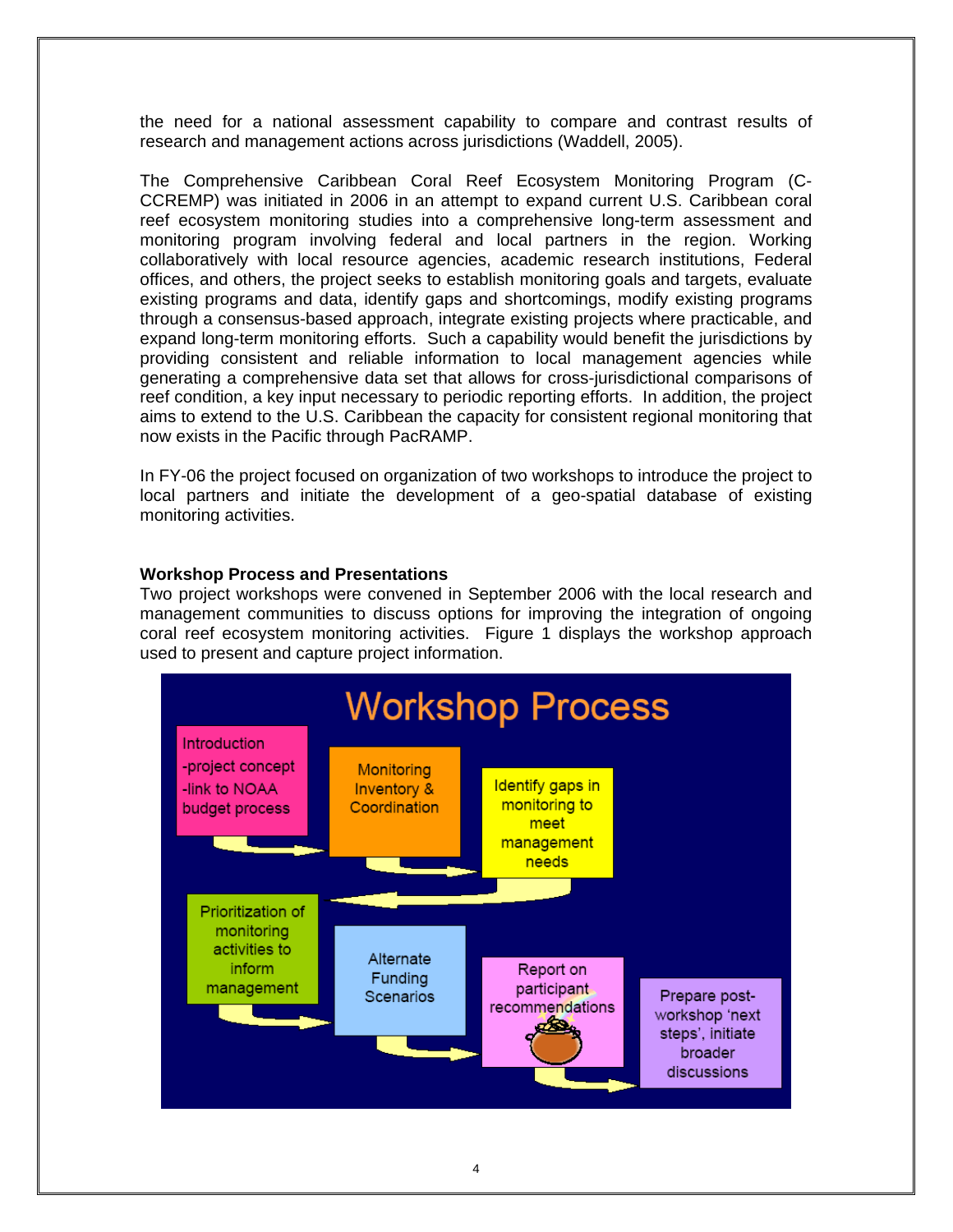the need for a national assessment capability to compare and contrast results of research and management actions across jurisdictions (Waddell, 2005).

The Comprehensive Caribbean Coral Reef Ecosystem Monitoring Program (C-CCREMP) was initiated in 2006 in an attempt to expand current U.S. Caribbean coral reef ecosystem monitoring studies into a comprehensive long-term assessment and monitoring program involving federal and local partners in the region. Working collaboratively with local resource agencies, academic research institutions, Federal offices, and others, the project seeks to establish monitoring goals and targets, evaluate existing programs and data, identify gaps and shortcomings, modify existing programs through a consensus-based approach, integrate existing projects where practicable, and expand long-term monitoring efforts. Such a capability would benefit the jurisdictions by providing consistent and reliable information to local management agencies while generating a comprehensive data set that allows for cross-jurisdictional comparisons of reef condition, a key input necessary to periodic reporting efforts. In addition, the project aims to extend to the U.S. Caribbean the capacity for consistent regional monitoring that now exists in the Pacific through PacRAMP.

In FY-06 the project focused on organization of two workshops to introduce the project to local partners and initiate the development of a geo-spatial database of existing monitoring activities.

**Workshop Process and Presentations**

Two project workshops were convened in September 2006 with the local research and management communities to discuss options for improving the integration of ongoing coral reef ecosystem monitoring activities. Figure 1 displays the workshop approach used to present and capture project information.

**Workshop Process**

1. Introduction
   - project concept
   - link to NOAA budget process
2. Monitoring Inventory & Coordination
3. Identify gaps in monitoring to meet management needs
4. Prioritization of monitoring activities to inform management
5. Alternate Funding Scenarios
6. Report on participant recommendations
7. Prepare post-workshop 'next steps', initiate broader discussions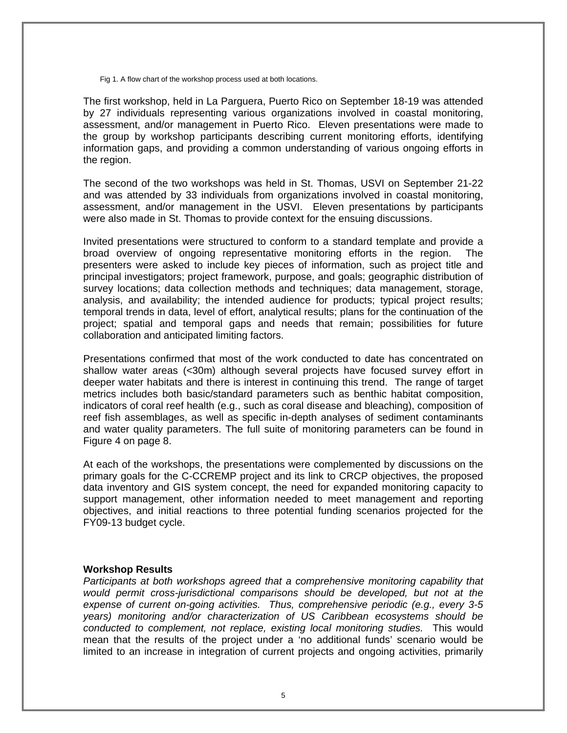Fig 1. A flow chart of the workshop process used at both locations.

The first workshop, held in La Parguera, Puerto Rico on September 18-19 was attended by 27 individuals representing various organizations involved in coastal monitoring, assessment, and/or management in Puerto Rico. Eleven presentations were made to the group by workshop participants describing current monitoring efforts, identifying information gaps, and providing a common understanding of various ongoing efforts in the region.

The second of the two workshops was held in St. Thomas, USVI on September 21-22 and was attended by 33 individuals from organizations involved in coastal monitoring, assessment, and/or management in the USVI. Eleven presentations by participants were also made in St. Thomas to provide context for the ensuing discussions.

Invited presentations were structured to conform to a standard template and provide a broad overview of ongoing representative monitoring efforts in the region. The presenters were asked to include key pieces of information, such as project title and principal investigators; project framework, purpose, and goals; geographic distribution of survey locations; data collection methods and techniques; data management, storage, analysis, and availability; the intended audience for products; typical project results; temporal trends in data, level of effort, analytical results; plans for the continuation of the project; spatial and temporal gaps and needs that remain; possibilities for future collaboration and anticipated limiting factors.

Presentations confirmed that most of the work conducted to date has concentrated on shallow water areas (<30m) although several projects have focused survey effort in deeper water habitats and there is interest in continuing this trend. The range of target metrics includes both basic/standard parameters such as benthic habitat composition, indicators of coral reef health (e.g., such as coral disease and bleaching), composition of reef fish assemblages, as well as specific in-depth analyses of sediment contaminants and water quality parameters. The full suite of monitoring parameters can be found in Figure 4 on page 8.

At each of the workshops, the presentations were complemented by discussions on the primary goals for the C-CCREMP project and its link to CRCP objectives, the proposed data inventory and GIS system concept, the need for expanded monitoring capacity to support management, other information needed to meet management and reporting objectives, and initial reactions to three potential funding scenarios projected for the FY09-13 budget cycle.

**Workshop Results**

*Participants at both workshops agreed that a comprehensive monitoring capability that would permit cross-jurisdictional comparisons should be developed, but not at the expense of current on-going activities. Thus, comprehensive periodic (e.g., every 3-5 years) monitoring and/or characterization of US Caribbean ecosystems should be conducted to complement, not replace, existing local monitoring studies.* This would mean that the results of the project under a 'no additional funds' scenario would be limited to an increase in integration of current projects and ongoing activities, primarily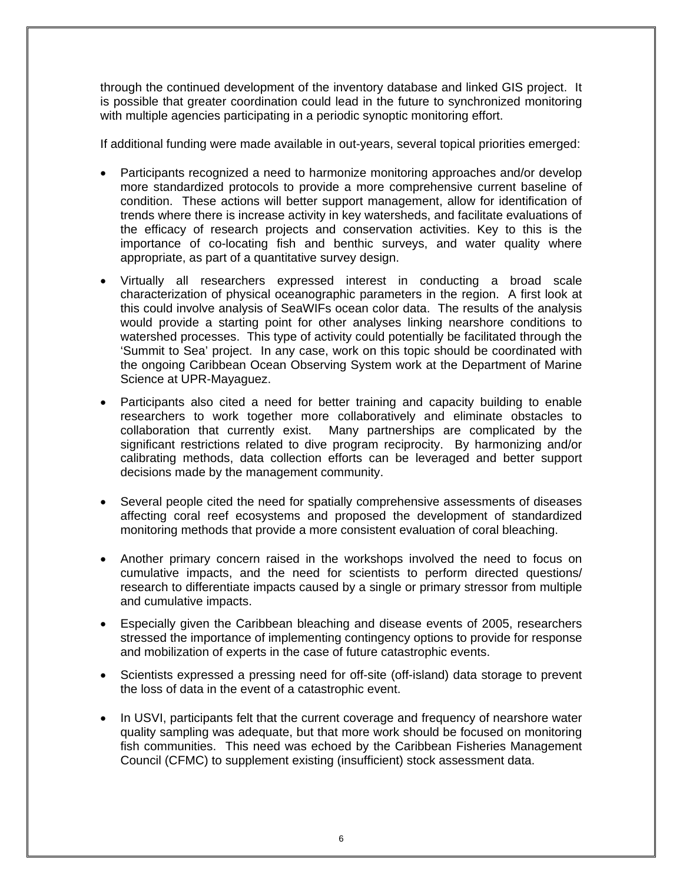through the continued development of the inventory database and linked GIS project. It is possible that greater coordination could lead in the future to synchronized monitoring with multiple agencies participating in a periodic synoptic monitoring effort.

If additional funding were made available in out-years, several topical priorities emerged:

- Participants recognized a need to harmonize monitoring approaches and/or develop more standardized protocols to provide a more comprehensive current baseline of condition. These actions will better support management, allow for identification of trends where there is increase activity in key watersheds, and facilitate evaluations of the efficacy of research projects and conservation activities. Key to this is the importance of co-locating fish and benthic surveys, and water quality where appropriate, as part of a quantitative survey design.

- Virtually all researchers expressed interest in conducting a broad scale characterization of physical oceanographic parameters in the region. A first look at this could involve analysis of SeaWIFs ocean color data. The results of the analysis would provide a starting point for other analyses linking nearshore conditions to watershed processes. This type of activity could potentially be facilitated through the 'Summit to Sea' project. In any case, work on this topic should be coordinated with the ongoing Caribbean Ocean Observing System work at the Department of Marine Science at UPR-Mayaguez.

- Participants also cited a need for better training and capacity building to enable researchers to work together more collaboratively and eliminate obstacles to collaboration that currently exist. Many partnerships are complicated by the significant restrictions related to dive program reciprocity. By harmonizing and/or calibrating methods, data collection efforts can be leveraged and better support decisions made by the management community.

- Several people cited the need for spatially comprehensive assessments of diseases affecting coral reef ecosystems and proposed the development of standardized monitoring methods that provide a more consistent evaluation of coral bleaching.

- Another primary concern raised in the workshops involved the need to focus on cumulative impacts, and the need for scientists to perform directed questions/ research to differentiate impacts caused by a single or primary stressor from multiple and cumulative impacts.

- Especially given the Caribbean bleaching and disease events of 2005, researchers stressed the importance of implementing contingency options to provide for response and mobilization of experts in the case of future catastrophic events.

- Scientists expressed a pressing need for off-site (off-island) data storage to prevent the loss of data in the event of a catastrophic event.

- In USVI, participants felt that the current coverage and frequency of nearshore water quality sampling was adequate, but that more work should be focused on monitoring fish communities. This need was echoed by the Caribbean Fisheries Management Council (CFMC) to supplement existing (insufficient) stock assessment data.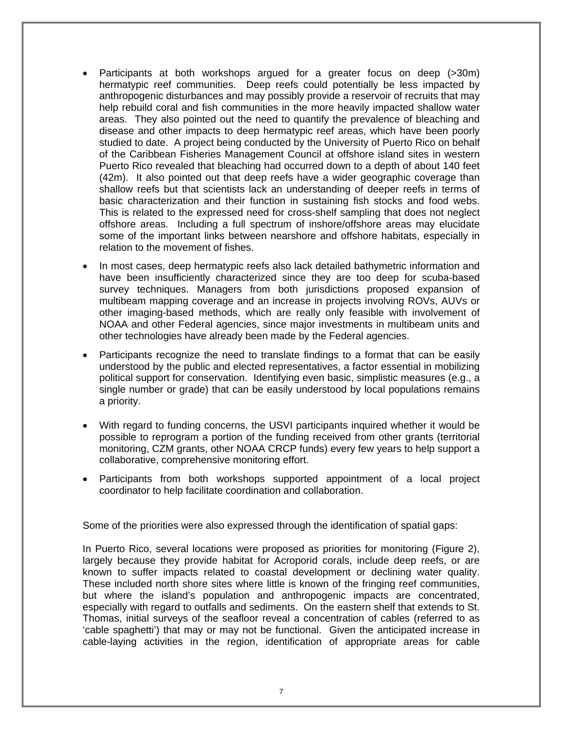- Participants at both workshops argued for a greater focus on deep (>30m) hermatypic reef communities. Deep reefs could potentially be less impacted by anthropogenic disturbances and may possibly provide a reservoir of recruits that may help rebuild coral and fish communities in the more heavily impacted shallow water areas. They also pointed out the need to quantify the prevalence of bleaching and disease and other impacts to deep hermatypic reef areas, which have been poorly studied to date. A project being conducted by the University of Puerto Rico on behalf of the Caribbean Fisheries Management Council at offshore island sites in western Puerto Rico revealed that bleaching had occurred down to a depth of about 140 feet (42m). It also pointed out that deep reefs have a wider geographic coverage than shallow reefs but that scientists lack an understanding of deeper reefs in terms of basic characterization and their function in sustaining fish stocks and food webs. This is related to the expressed need for cross-shelf sampling that does not neglect offshore areas. Including a full spectrum of inshore/offshore areas may elucidate some of the important links between nearshore and offshore habitats, especially in relation to the movement of fishes.

- In most cases, deep hermatypic reefs also lack detailed bathymetric information and have been insufficiently characterized since they are too deep for scuba-based survey techniques. Managers from both jurisdictions proposed expansion of multibeam mapping coverage and an increase in projects involving ROVs, AUVs or other imaging-based methods, which are really only feasible with involvement of NOAA and other Federal agencies, since major investments in multibeam units and other technologies have already been made by the Federal agencies.

- Participants recognize the need to translate findings to a format that can be easily understood by the public and elected representatives, a factor essential in mobilizing political support for conservation. Identifying even basic, simplistic measures (e.g., a single number or grade) that can be easily understood by local populations remains a priority.

- With regard to funding concerns, the USVI participants inquired whether it would be possible to reprogram a portion of the funding received from other grants (territorial monitoring, CZM grants, other NOAA CRCP funds) every few years to help support a collaborative, comprehensive monitoring effort.

- Participants from both workshops supported appointment of a local project coordinator to help facilitate coordination and collaboration.

Some of the priorities were also expressed through the identification of spatial gaps:

In Puerto Rico, several locations were proposed as priorities for monitoring (Figure 2), largely because they provide habitat for Acroporid corals, include deep reefs, or are known to suffer impacts related to coastal development or declining water quality. These included north shore sites where little is known of the fringing reef communities, but where the island's population and anthropogenic impacts are concentrated, especially with regard to outfalls and sediments. On the eastern shelf that extends to St. Thomas, initial surveys of the seafloor reveal a concentration of cables (referred to as 'cable spaghetti') that may or may not be functional. Given the anticipated increase in cable-laying activities in the region, identification of appropriate areas for cable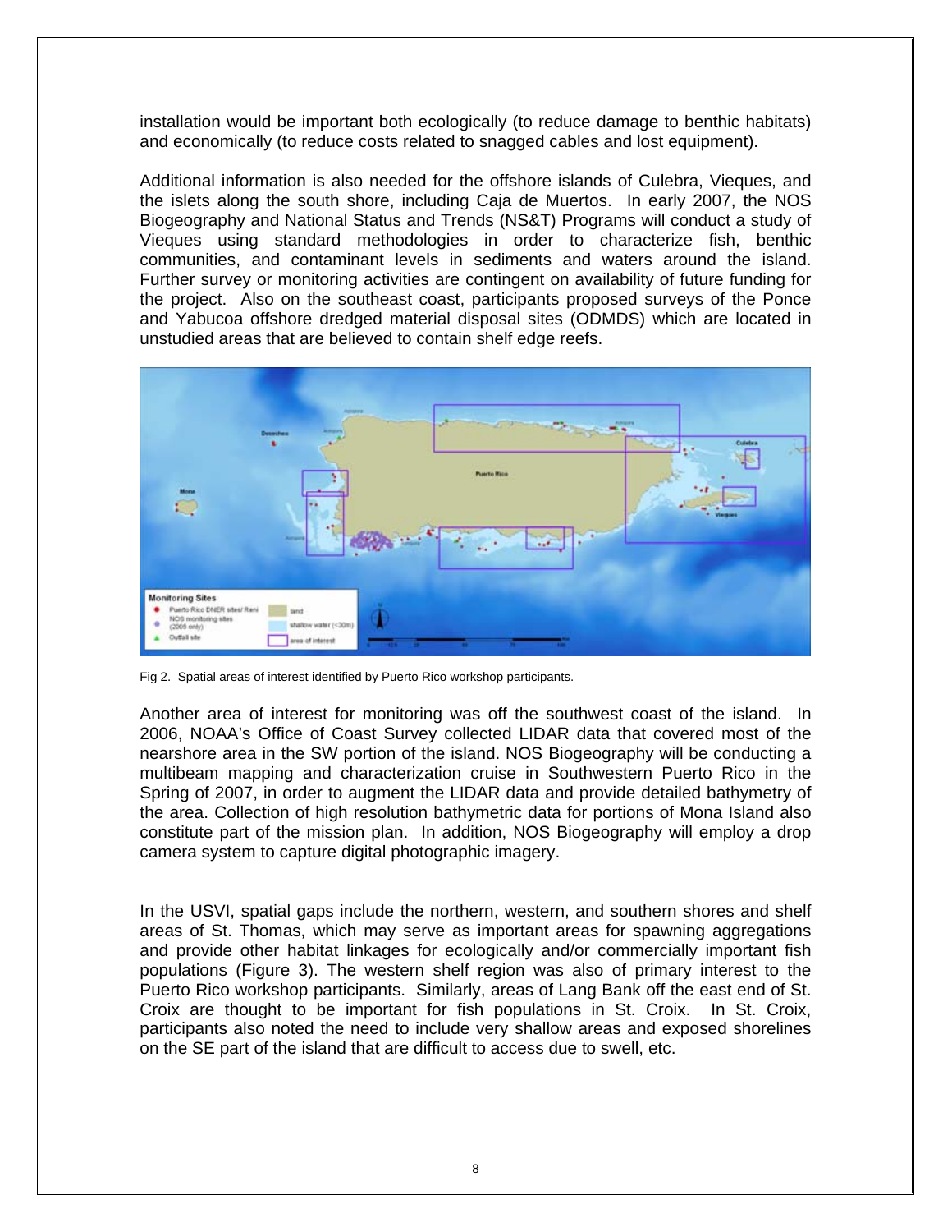installation would be important both ecologically (to reduce damage to benthic habitats) and economically (to reduce costs related to snagged cables and lost equipment).

Additional information is also needed for the offshore islands of Culebra, Vieques, and the islets along the south shore, including Caja de Muertos. In early 2007, the NOS Biogeography and National Status and Trends (NS&T) Programs will conduct a study of Vieques using standard methodologies in order to characterize fish, benthic communities, and contaminant levels in sediments and waters around the island. Further survey or monitoring activities are contingent on availability of future funding for the project. Also on the southeast coast, participants proposed surveys of the Ponce and Yabucoa offshore dredged material disposal sites (ODMDS) which are located in unstudied areas that are believed to contain shelf edge reefs.

Fig 2. Spatial areas of interest identified by Puerto Rico workshop participants.

Another area of interest for monitoring was off the southwest coast of the island. In 2006, NOAA's Office of Coast Survey collected LIDAR data that covered most of the nearshore area in the SW portion of the island. NOS Biogeography will be conducting a multibeam mapping and characterization cruise in Southwestern Puerto Rico in the Spring of 2007, in order to augment the LIDAR data and provide detailed bathymetry of the area. Collection of high resolution bathymetric data for portions of Mona Island also constitute part of the mission plan. In addition, NOS Biogeography will employ a drop camera system to capture digital photographic imagery.

In the USVI, spatial gaps include the northern, western, and southern shores and shelf areas of St. Thomas, which may serve as important areas for spawning aggregations and provide other habitat linkages for ecologically and/or commercially important fish populations (Figure 3). The western shelf region was also of primary interest to the Puerto Rico workshop participants. Similarly, areas of Lang Bank off the east end of St. Croix are thought to be important for fish populations in St. Croix. In St. Croix, participants also noted the need to include very shallow areas and exposed shorelines on the SE part of the island that are difficult to access due to swell, etc.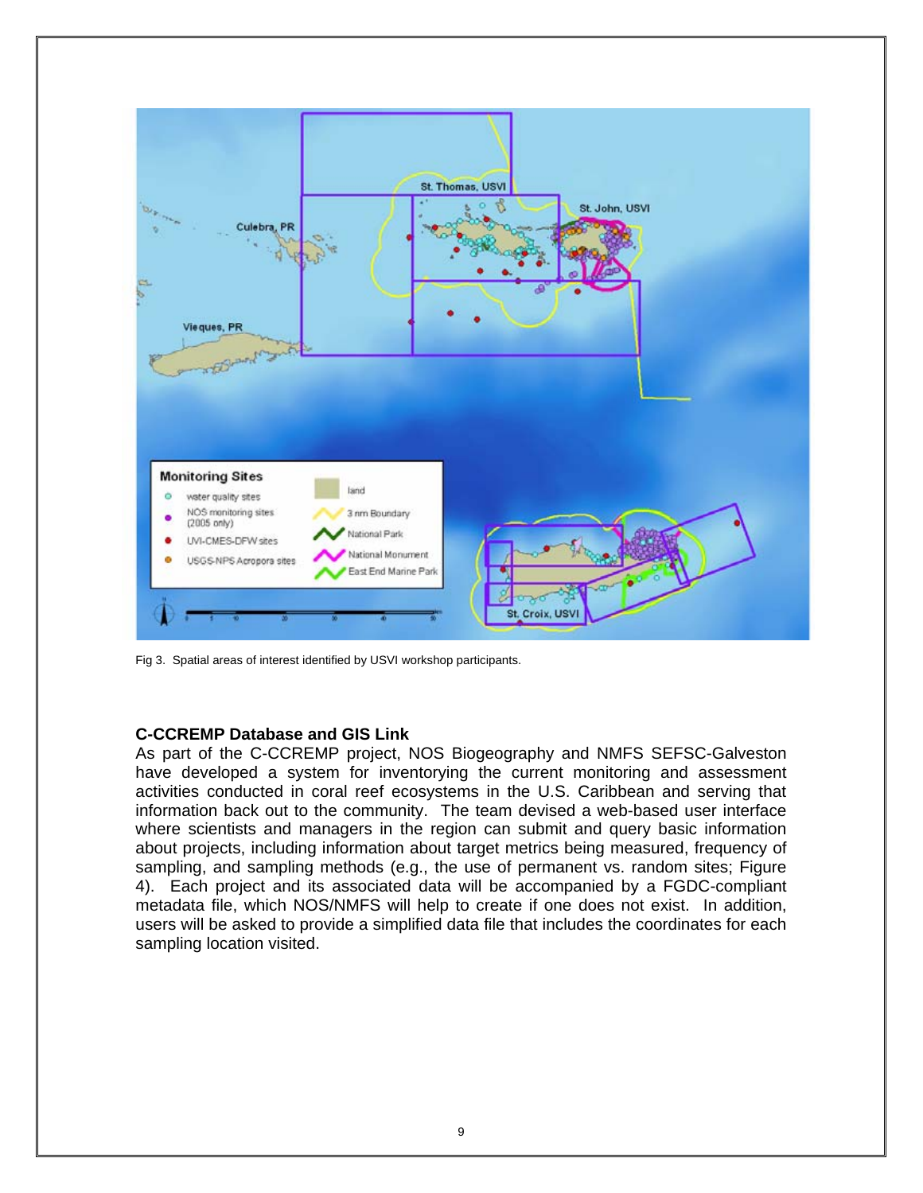Fig 3. Spatial areas of interest identified by USVI workshop participants.

### C-CCREMP Database and GIS Link

As part of the C-CCREMP project, NOS Biogeography and NMFS SEFSC-Galveston have developed a system for inventorying the current monitoring and assessment activities conducted in coral reef ecosystems in the U.S. Caribbean and serving that information back out to the community. The team devised a web-based user interface where scientists and managers in the region can submit and query basic information about projects, including information about target metrics being measured, frequency of sampling, and sampling methods (e.g., the use of permanent vs. random sites; Figure 4). Each project and its associated data will be accompanied by a FGDC-compliant metadata file, which NOS/NMFS will help to create if one does not exist. In addition, users will be asked to provide a simplified data file that includes the coordinates for each sampling location visited.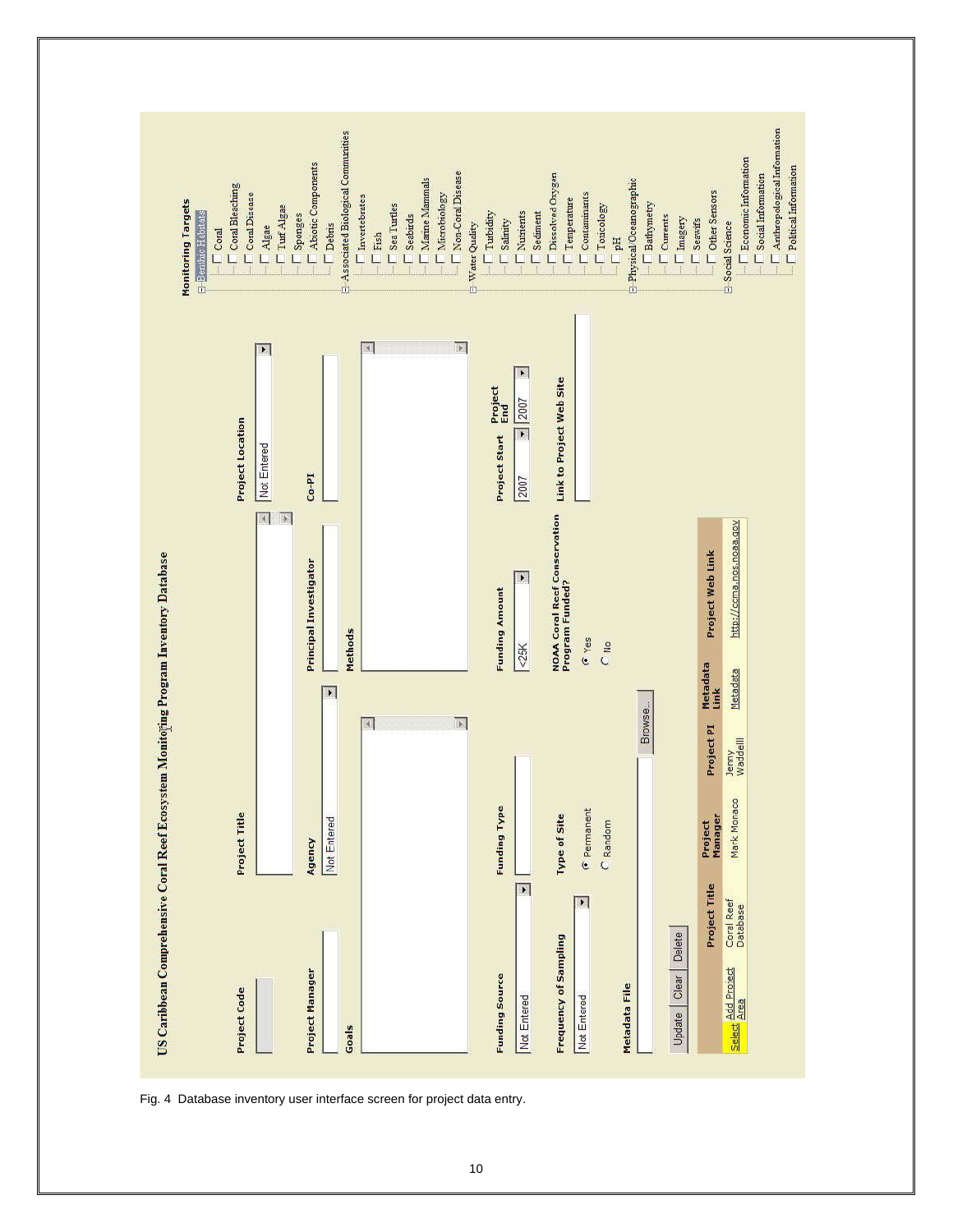# US Caribbean Comprehensive Coral Reef Ecosystem Monitoring Program Inventory Database

**Project Code**

**Project Title**

**Project Location**

Not Entered

**Project Manager**

**Agency**

Not Entered

**Principal Investigator**

**Co-PI**

**Goals**

**Methods**

**Funding Source**

Not Entered

**Funding Type**

**Funding Amount**

<25K

**Project Start**

2007

**Project End**

2007

**Frequency of Sampling**

Not Entered

**Type of Site**

- Permanent
- Random

**NOAA Coral Reef Conservation Program Funded?**

- Yes
- No

**Link to Project Web Site**

**Metadata File**

Browse...

Update | Clear | Delete

| | Project Title | Project Manager | Project PI | Metadata Link | Project Web Link |
|---|---|---|---|---|---|
| Select Add Project Area | Coral Reef Database | Mark Monaco | Jenny Waddelll | Metadata | http://ccma.nos.noaa.gov |

**Monitoring Targets**

- Benthic Habitats
  - Coral
  - Coral Bleaching
  - Coral Disease
  - Algae
  - Turf Algae
  - Sponges
  - Abiotic Components
  - Debris
- Associated Biological Communities
  - Invertebrates
  - Fish
  - Sea Turtles
  - Seabirds
  - Marine Mammals
  - Microbiology
  - Non-Coral Disease
- Water Quality
  - Turbidity
  - Salinity
  - Nutrients
  - Sediment
  - Dissolved Oxygen
  - Temperature
  - Contaminants
  - Toxicology
  - pH
- Physical/Oceanographic
  - Bathymetry
  - Currents
  - Imagery
  - Seawifs
  - Other Sensors
- Social Science
  - Economic Information
  - Social Information
  - Anthropological Information
  - Political Information

Fig. 4 Database inventory user interface screen for project data entry.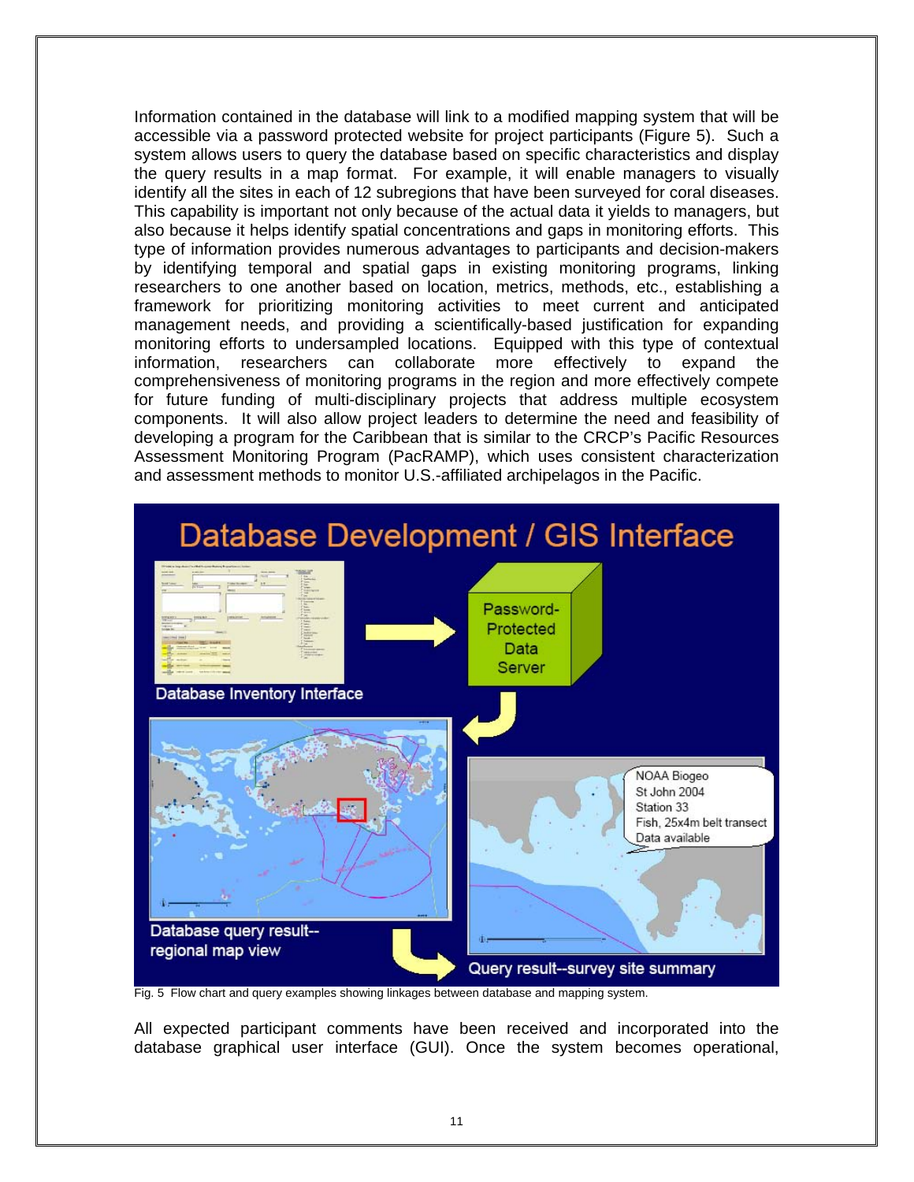Information contained in the database will link to a modified mapping system that will be accessible via a password protected website for project participants (Figure 5). Such a system allows users to query the database based on specific characteristics and display the query results in a map format. For example, it will enable managers to visually identify all the sites in each of 12 subregions that have been surveyed for coral diseases. This capability is important not only because of the actual data it yields to managers, but also because it helps identify spatial concentrations and gaps in monitoring efforts. This type of information provides numerous advantages to participants and decision-makers by identifying temporal and spatial gaps in existing monitoring programs, linking researchers to one another based on location, metrics, methods, etc., establishing a framework for prioritizing monitoring activities to meet current and anticipated management needs, and providing a scientifically-based justification for expanding monitoring efforts to undersampled locations. Equipped with this type of contextual information, researchers can collaborate more effectively to expand the comprehensiveness of monitoring programs in the region and more effectively compete for future funding of multi-disciplinary projects that address multiple ecosystem components. It will also allow project leaders to determine the need and feasibility of developing a program for the Caribbean that is similar to the CRCP's Pacific Resources Assessment Monitoring Program (PacRAMP), which uses consistent characterization and assessment methods to monitor U.S.-affiliated archipelagos in the Pacific.

Fig. 5 Flow chart and query examples showing linkages between database and mapping system.

All expected participant comments have been received and incorporated into the database graphical user interface (GUI). Once the system becomes operational,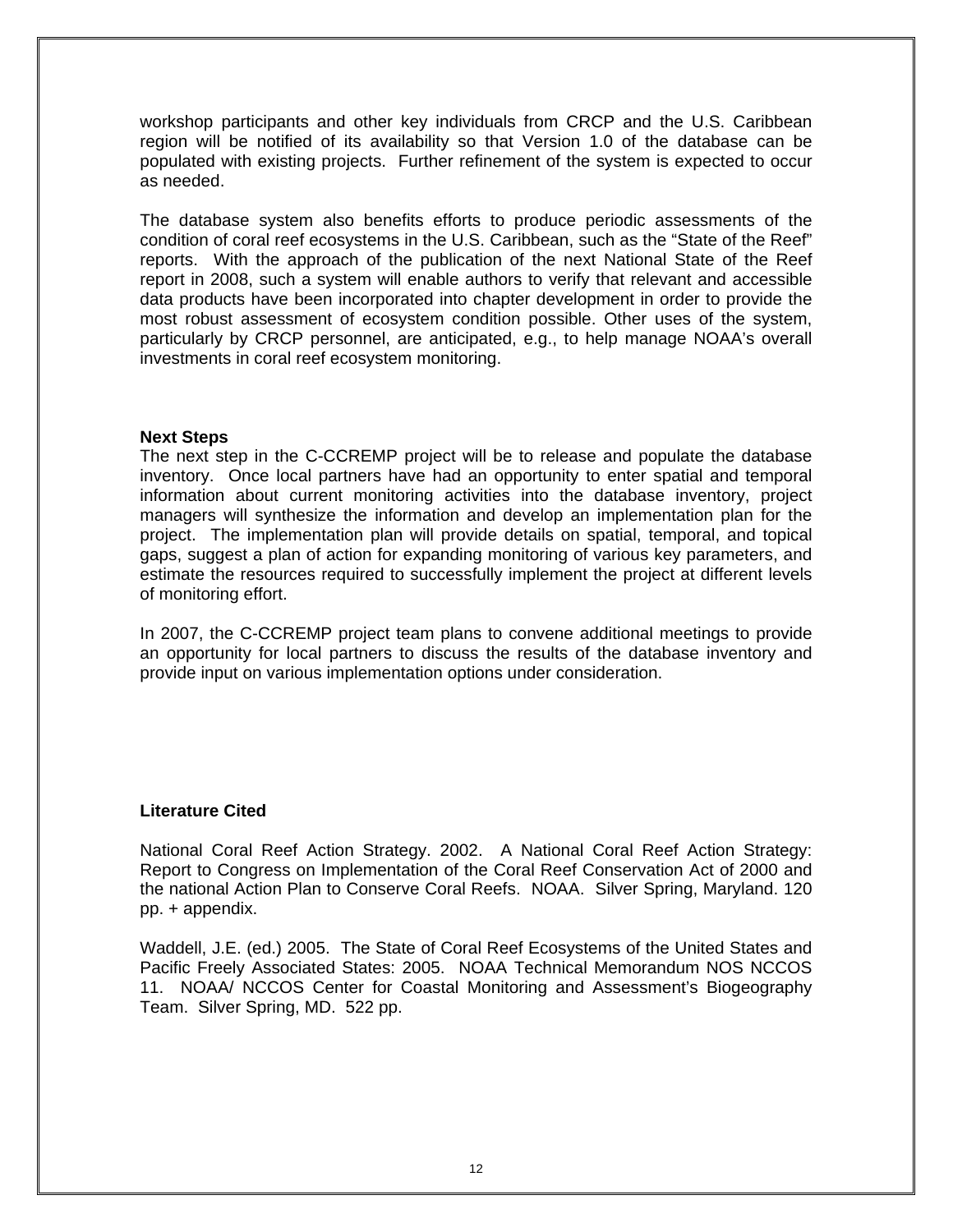workshop participants and other key individuals from CRCP and the U.S. Caribbean region will be notified of its availability so that Version 1.0 of the database can be populated with existing projects. Further refinement of the system is expected to occur as needed.

The database system also benefits efforts to produce periodic assessments of the condition of coral reef ecosystems in the U.S. Caribbean, such as the "State of the Reef" reports. With the approach of the publication of the next National State of the Reef report in 2008, such a system will enable authors to verify that relevant and accessible data products have been incorporated into chapter development in order to provide the most robust assessment of ecosystem condition possible. Other uses of the system, particularly by CRCP personnel, are anticipated, e.g., to help manage NOAA's overall investments in coral reef ecosystem monitoring.

**Next Steps**

The next step in the C-CCREMP project will be to release and populate the database inventory. Once local partners have had an opportunity to enter spatial and temporal information about current monitoring activities into the database inventory, project managers will synthesize the information and develop an implementation plan for the project. The implementation plan will provide details on spatial, temporal, and topical gaps, suggest a plan of action for expanding monitoring of various key parameters, and estimate the resources required to successfully implement the project at different levels of monitoring effort.

In 2007, the C-CCREMP project team plans to convene additional meetings to provide an opportunity for local partners to discuss the results of the database inventory and provide input on various implementation options under consideration.

**Literature Cited**

National Coral Reef Action Strategy. 2002. A National Coral Reef Action Strategy: Report to Congress on Implementation of the Coral Reef Conservation Act of 2000 and the national Action Plan to Conserve Coral Reefs. NOAA. Silver Spring, Maryland. 120 pp. + appendix.

Waddell, J.E. (ed.) 2005. The State of Coral Reef Ecosystems of the United States and Pacific Freely Associated States: 2005. NOAA Technical Memorandum NOS NCCOS 11. NOAA/ NCCOS Center for Coastal Monitoring and Assessment's Biogeography Team. Silver Spring, MD. 522 pp.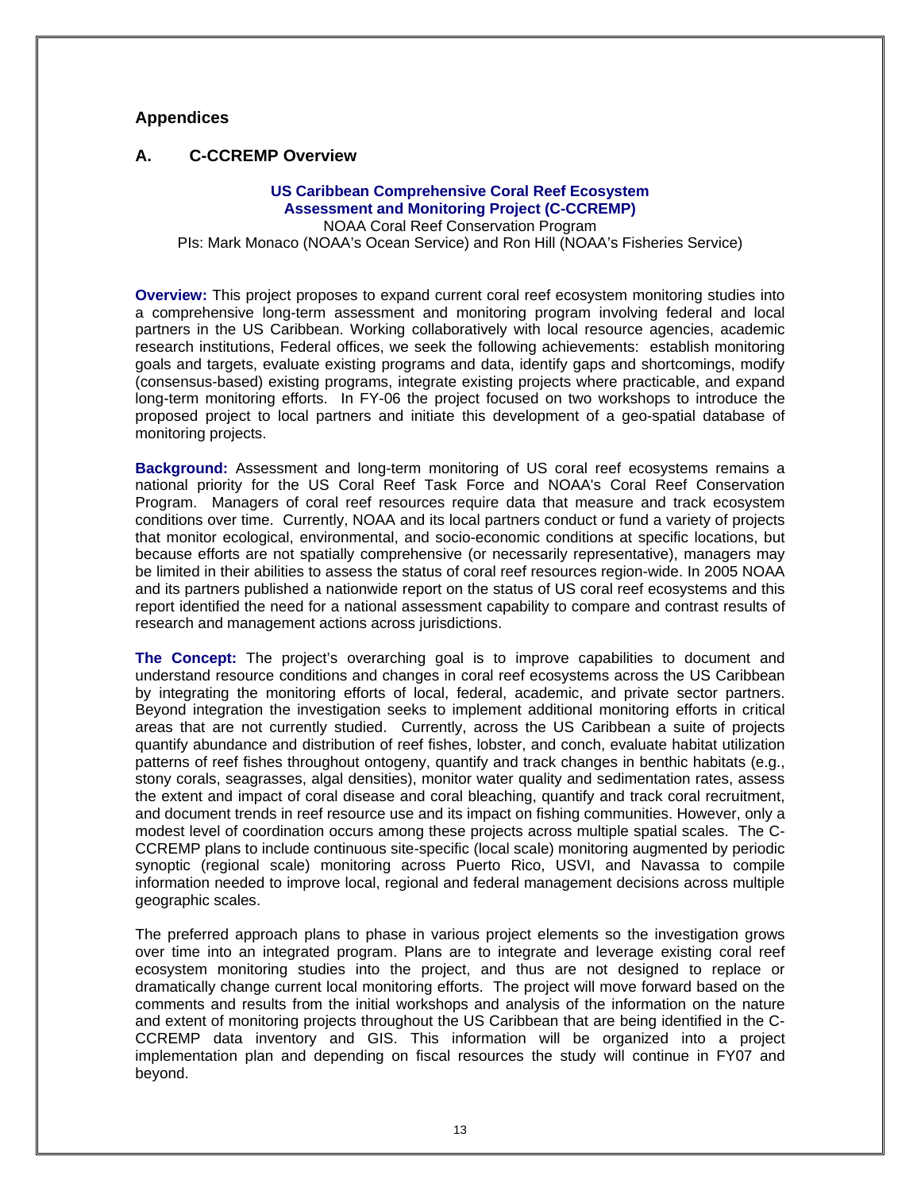## Appendices

### A. C-CCREMP Overview

**US Caribbean Comprehensive Coral Reef Ecosystem Assessment and Monitoring Project (C-CCREMP)**
NOAA Coral Reef Conservation Program
PIs: Mark Monaco (NOAA's Ocean Service) and Ron Hill (NOAA's Fisheries Service)

**Overview:** This project proposes to expand current coral reef ecosystem monitoring studies into a comprehensive long-term assessment and monitoring program involving federal and local partners in the US Caribbean. Working collaboratively with local resource agencies, academic research institutions, Federal offices, we seek the following achievements: establish monitoring goals and targets, evaluate existing programs and data, identify gaps and shortcomings, modify (consensus-based) existing programs, integrate existing projects where practicable, and expand long-term monitoring efforts. In FY-06 the project focused on two workshops to introduce the proposed project to local partners and initiate this development of a geo-spatial database of monitoring projects.

**Background:** Assessment and long-term monitoring of US coral reef ecosystems remains a national priority for the US Coral Reef Task Force and NOAA's Coral Reef Conservation Program. Managers of coral reef resources require data that measure and track ecosystem conditions over time. Currently, NOAA and its local partners conduct or fund a variety of projects that monitor ecological, environmental, and socio-economic conditions at specific locations, but because efforts are not spatially comprehensive (or necessarily representative), managers may be limited in their abilities to assess the status of coral reef resources region-wide. In 2005 NOAA and its partners published a nationwide report on the status of US coral reef ecosystems and this report identified the need for a national assessment capability to compare and contrast results of research and management actions across jurisdictions.

**The Concept:** The project's overarching goal is to improve capabilities to document and understand resource conditions and changes in coral reef ecosystems across the US Caribbean by integrating the monitoring efforts of local, federal, academic, and private sector partners. Beyond integration the investigation seeks to implement additional monitoring efforts in critical areas that are not currently studied. Currently, across the US Caribbean a suite of projects quantify abundance and distribution of reef fishes, lobster, and conch, evaluate habitat utilization patterns of reef fishes throughout ontogeny, quantify and track changes in benthic habitats (e.g., stony corals, seagrasses, algal densities), monitor water quality and sedimentation rates, assess the extent and impact of coral disease and coral bleaching, quantify and track coral recruitment, and document trends in reef resource use and its impact on fishing communities. However, only a modest level of coordination occurs among these projects across multiple spatial scales. The C-CCREMP plans to include continuous site-specific (local scale) monitoring augmented by periodic synoptic (regional scale) monitoring across Puerto Rico, USVI, and Navassa to compile information needed to improve local, regional and federal management decisions across multiple geographic scales.

The preferred approach plans to phase in various project elements so the investigation grows over time into an integrated program. Plans are to integrate and leverage existing coral reef ecosystem monitoring studies into the project, and thus are not designed to replace or dramatically change current local monitoring efforts. The project will move forward based on the comments and results from the initial workshops and analysis of the information on the nature and extent of monitoring projects throughout the US Caribbean that are being identified in the C-CCREMP data inventory and GIS. This information will be organized into a project implementation plan and depending on fiscal resources the study will continue in FY07 and beyond.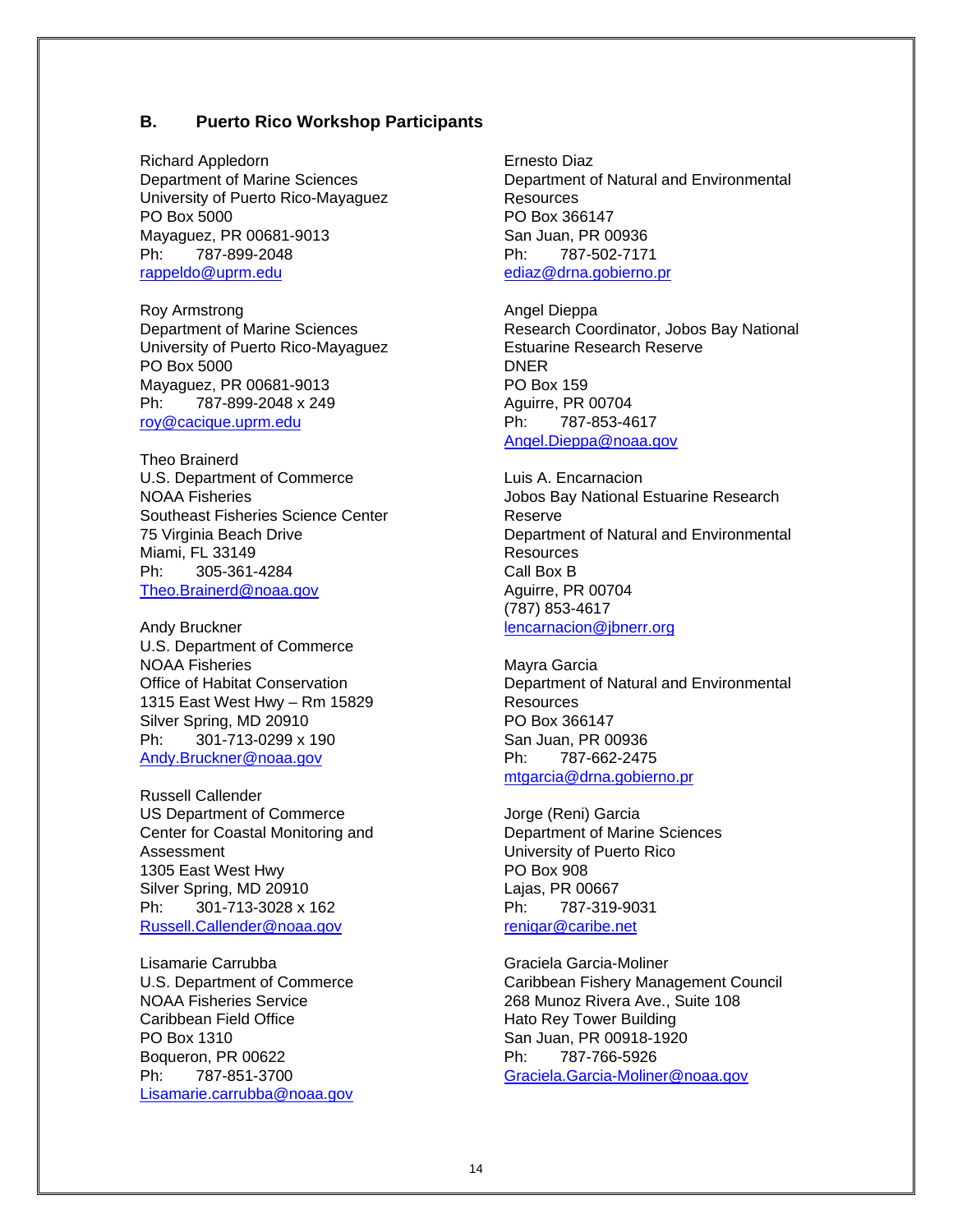## B. Puerto Rico Workshop Participants

Richard Appledorn
Department of Marine Sciences
University of Puerto Rico-Mayaguez
PO Box 5000
Mayaguez, PR 00681-9013
Ph: 787-899-2048
rappeldo@uprm.edu

Roy Armstrong
Department of Marine Sciences
University of Puerto Rico-Mayaguez
PO Box 5000
Mayaguez, PR 00681-9013
Ph: 787-899-2048 x 249
roy@cacique.uprm.edu

Theo Brainerd
U.S. Department of Commerce
NOAA Fisheries
Southeast Fisheries Science Center
75 Virginia Beach Drive
Miami, FL 33149
Ph: 305-361-4284
Theo.Brainerd@noaa.gov

Andy Bruckner
U.S. Department of Commerce
NOAA Fisheries
Office of Habitat Conservation
1315 East West Hwy – Rm 15829
Silver Spring, MD 20910
Ph: 301-713-0299 x 190
Andy.Bruckner@noaa.gov

Russell Callender
US Department of Commerce
Center for Coastal Monitoring and Assessment
1305 East West Hwy
Silver Spring, MD 20910
Ph: 301-713-3028 x 162
Russell.Callender@noaa.gov

Lisamarie Carrubba
U.S. Department of Commerce
NOAA Fisheries Service
Caribbean Field Office
PO Box 1310
Boqueron, PR 00622
Ph: 787-851-3700
Lisamarie.carrubba@noaa.gov

Ernesto Diaz
Department of Natural and Environmental Resources
PO Box 366147
San Juan, PR 00936
Ph: 787-502-7171
ediaz@drna.gobierno.pr

Angel Dieppa
Research Coordinator, Jobos Bay National Estuarine Research Reserve
DNER
PO Box 159
Aguirre, PR 00704
Ph: 787-853-4617
Angel.Dieppa@noaa.gov

Luis A. Encarnacion
Jobos Bay National Estuarine Research Reserve
Department of Natural and Environmental Resources
Call Box B
Aguirre, PR 00704
(787) 853-4617
lencarnacion@jbnerr.org

Mayra Garcia
Department of Natural and Environmental Resources
PO Box 366147
San Juan, PR 00936
Ph: 787-662-2475
mtgarcia@drna.gobierno.pr

Jorge (Reni) Garcia
Department of Marine Sciences
University of Puerto Rico
PO Box 908
Lajas, PR 00667
Ph: 787-319-9031
renigar@caribe.net

Graciela Garcia-Moliner
Caribbean Fishery Management Council
268 Munoz Rivera Ave., Suite 108
Hato Rey Tower Building
San Juan, PR 00918-1920
Ph: 787-766-5926
Graciela.Garcia-Moliner@noaa.gov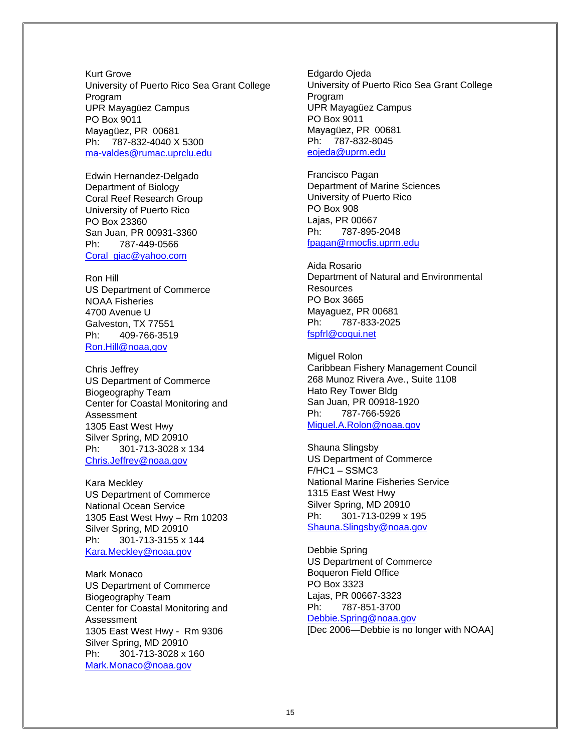Kurt Grove
University of Puerto Rico Sea Grant College Program
UPR Mayagüez Campus
PO Box 9011
Mayagüez, PR 00681
Ph: 787-832-4040 X 5300
ma-valdes@rumac.uprclu.edu

Edwin Hernandez-Delgado
Department of Biology
Coral Reef Research Group
University of Puerto Rico
PO Box 23360
San Juan, PR 00931-3360
Ph: 787-449-0566
Coral_giac@yahoo.com

Ron Hill
US Department of Commerce
NOAA Fisheries
4700 Avenue U
Galveston, TX 77551
Ph: 409-766-3519
Ron.Hill@noaa,gov

Chris Jeffrey
US Department of Commerce
Biogeography Team
Center for Coastal Monitoring and Assessment
1305 East West Hwy
Silver Spring, MD 20910
Ph: 301-713-3028 x 134
Chris.Jeffrey@noaa.gov

Kara Meckley
US Department of Commerce
National Ocean Service
1305 East West Hwy – Rm 10203
Silver Spring, MD 20910
Ph: 301-713-3155 x 144
Kara.Meckley@noaa.gov

Mark Monaco
US Department of Commerce
Biogeography Team
Center for Coastal Monitoring and Assessment
1305 East West Hwy - Rm 9306
Silver Spring, MD 20910
Ph: 301-713-3028 x 160
Mark.Monaco@noaa.gov

Edgardo Ojeda
University of Puerto Rico Sea Grant College Program
UPR Mayagüez Campus
PO Box 9011
Mayagüez, PR 00681
Ph: 787-832-8045
eojeda@uprm.edu

Francisco Pagan
Department of Marine Sciences
University of Puerto Rico
PO Box 908
Lajas, PR 00667
Ph: 787-895-2048
fpagan@rmocfis.uprm.edu

Aida Rosario
Department of Natural and Environmental Resources
PO Box 3665
Mayaguez, PR 00681
Ph: 787-833-2025
fspfrl@coqui.net

Miguel Rolon
Caribbean Fishery Management Council
268 Munoz Rivera Ave., Suite 1108
Hato Rey Tower Bldg
San Juan, PR 00918-1920
Ph: 787-766-5926
Miguel.A.Rolon@noaa.gov

Shauna Slingsby
US Department of Commerce
F/HC1 – SSMC3
National Marine Fisheries Service
1315 East West Hwy
Silver Spring, MD 20910
Ph: 301-713-0299 x 195
Shauna.Slingsby@noaa.gov

Debbie Spring
US Department of Commerce
Boqueron Field Office
PO Box 3323
Lajas, PR 00667-3323
Ph: 787-851-3700
Debbie.Spring@noaa.gov
[Dec 2006—Debbie is no longer with NOAA]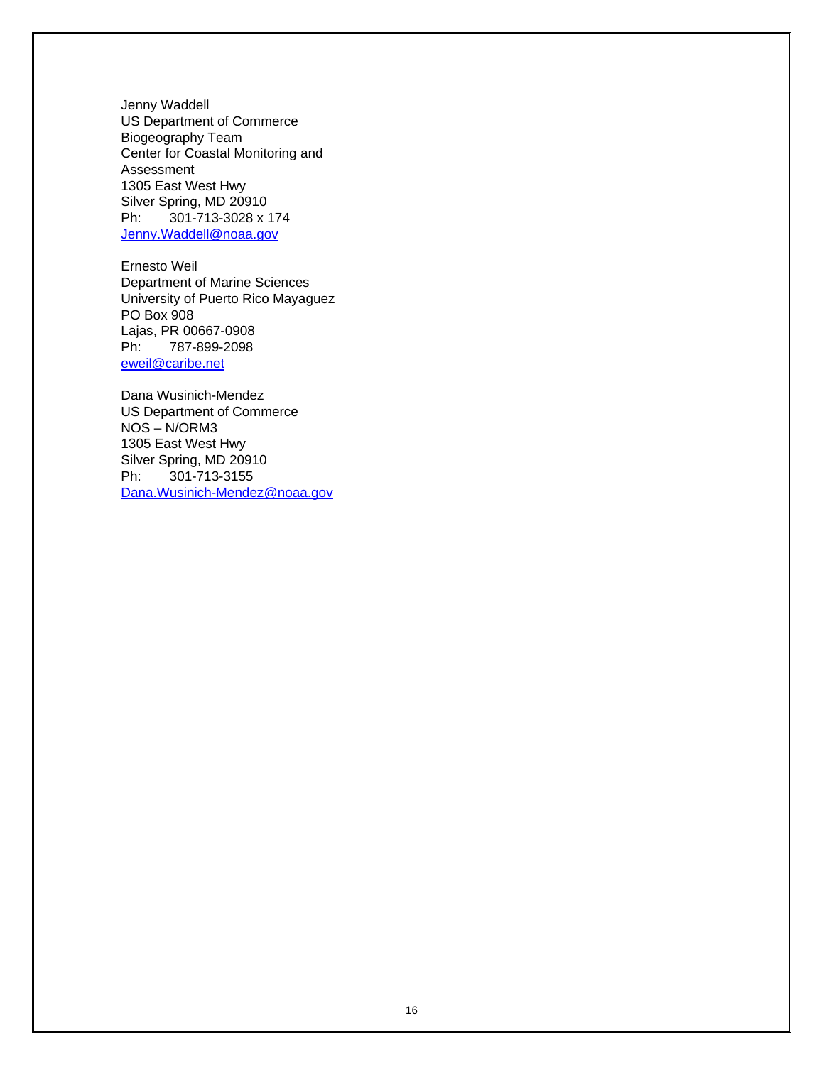Jenny Waddell
US Department of Commerce
Biogeography Team
Center for Coastal Monitoring and Assessment
1305 East West Hwy
Silver Spring, MD 20910
Ph: 301-713-3028 x 174
Jenny.Waddell@noaa.gov

Ernesto Weil
Department of Marine Sciences
University of Puerto Rico Mayaguez
PO Box 908
Lajas, PR 00667-0908
Ph: 787-899-2098
eweil@caribe.net

Dana Wusinich-Mendez
US Department of Commerce
NOS – N/ORM3
1305 East West Hwy
Silver Spring, MD 20910
Ph: 301-713-3155
Dana.Wusinich-Mendez@noaa.gov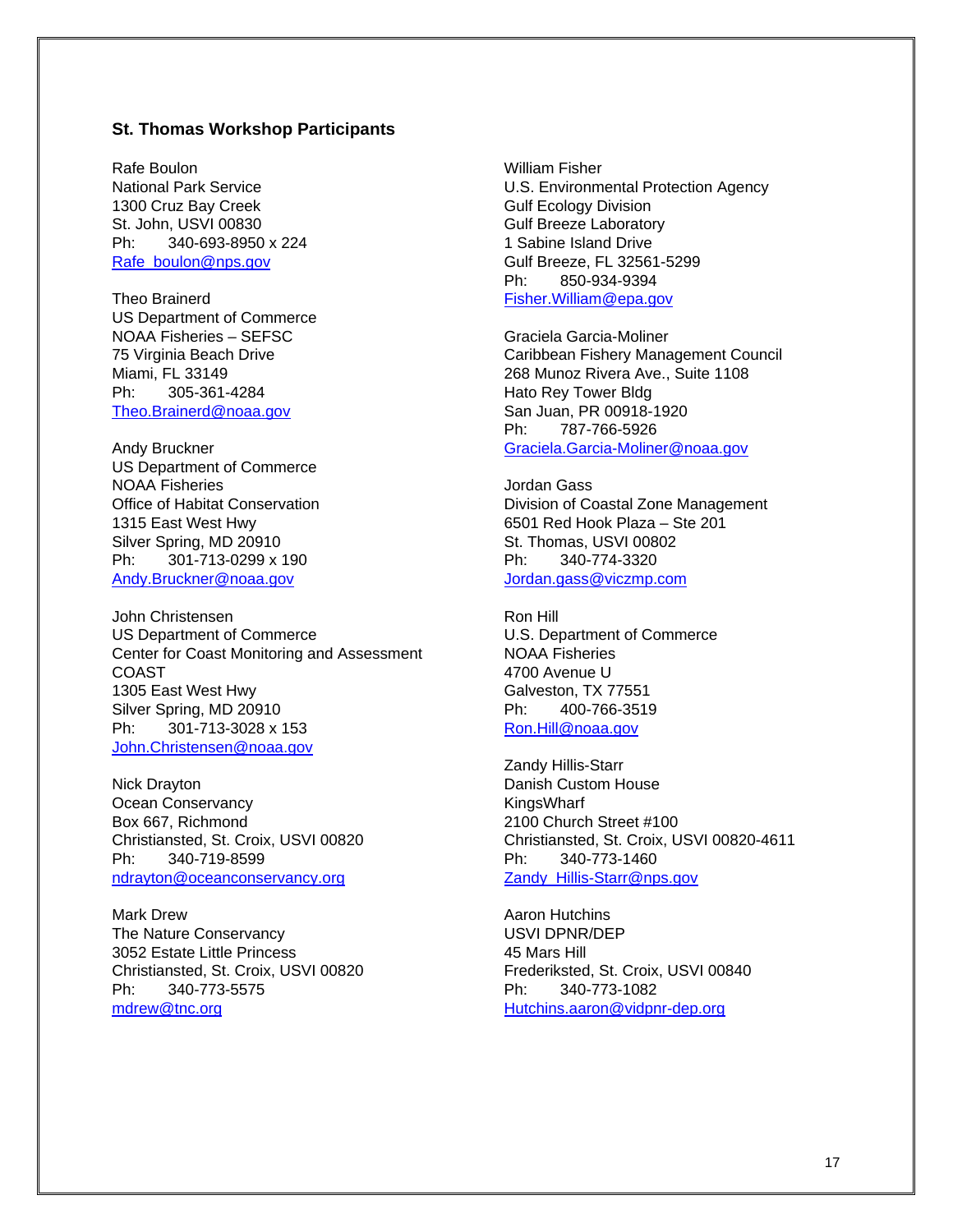**St. Thomas Workshop Participants**

Rafe Boulon
National Park Service
1300 Cruz Bay Creek
St. John, USVI 00830
Ph: 340-693-8950 x 224
Rafe_boulon@nps.gov

Theo Brainerd
US Department of Commerce
NOAA Fisheries – SEFSC
75 Virginia Beach Drive
Miami, FL 33149
Ph: 305-361-4284
Theo.Brainerd@noaa.gov

Andy Bruckner
US Department of Commerce
NOAA Fisheries
Office of Habitat Conservation
1315 East West Hwy
Silver Spring, MD 20910
Ph: 301-713-0299 x 190
Andy.Bruckner@noaa.gov

John Christensen
US Department of Commerce
Center for Coast Monitoring and Assessment
COAST
1305 East West Hwy
Silver Spring, MD 20910
Ph: 301-713-3028 x 153
John.Christensen@noaa.gov

Nick Drayton
Ocean Conservancy
Box 667, Richmond
Christiansted, St. Croix, USVI 00820
Ph: 340-719-8599
ndrayton@oceanconservancy.org

Mark Drew
The Nature Conservancy
3052 Estate Little Princess
Christiansted, St. Croix, USVI 00820
Ph: 340-773-5575
mdrew@tnc.org

William Fisher
U.S. Environmental Protection Agency
Gulf Ecology Division
Gulf Breeze Laboratory
1 Sabine Island Drive
Gulf Breeze, FL 32561-5299
Ph: 850-934-9394
Fisher.William@epa.gov

Graciela Garcia-Moliner
Caribbean Fishery Management Council
268 Munoz Rivera Ave., Suite 1108
Hato Rey Tower Bldg
San Juan, PR 00918-1920
Ph: 787-766-5926
Graciela.Garcia-Moliner@noaa.gov

Jordan Gass
Division of Coastal Zone Management
6501 Red Hook Plaza – Ste 201
St. Thomas, USVI 00802
Ph: 340-774-3320
Jordan.gass@viczmp.com

Ron Hill
U.S. Department of Commerce
NOAA Fisheries
4700 Avenue U
Galveston, TX 77551
Ph: 400-766-3519
Ron.Hill@noaa.gov

Zandy Hillis-Starr
Danish Custom House
KingsWharf
2100 Church Street #100
Christiansted, St. Croix, USVI 00820-4611
Ph: 340-773-1460
Zandy_Hillis-Starr@nps.gov

Aaron Hutchins
USVI DPNR/DEP
45 Mars Hill
Frederiksted, St. Croix, USVI 00840
Ph: 340-773-1082
Hutchins.aaron@vidpnr-dep.org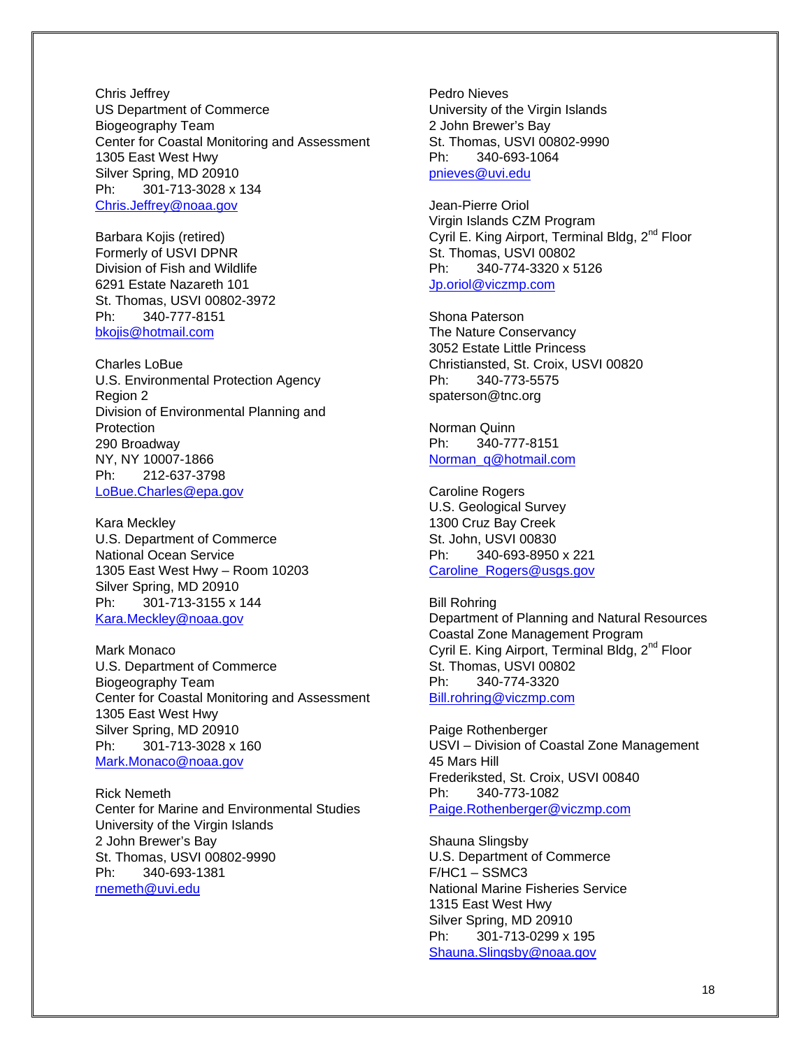Chris Jeffrey
US Department of Commerce
Biogeography Team
Center for Coastal Monitoring and Assessment
1305 East West Hwy
Silver Spring, MD 20910
Ph: 301-713-3028 x 134
Chris.Jeffrey@noaa.gov

Barbara Kojis (retired)
Formerly of USVI DPNR
Division of Fish and Wildlife
6291 Estate Nazareth 101
St. Thomas, USVI 00802-3972
Ph: 340-777-8151
bkojis@hotmail.com

Charles LoBue
U.S. Environmental Protection Agency
Region 2
Division of Environmental Planning and Protection
290 Broadway
NY, NY 10007-1866
Ph: 212-637-3798
LoBue.Charles@epa.gov

Kara Meckley
U.S. Department of Commerce
National Ocean Service
1305 East West Hwy – Room 10203
Silver Spring, MD 20910
Ph: 301-713-3155 x 144
Kara.Meckley@noaa.gov

Mark Monaco
U.S. Department of Commerce
Biogeography Team
Center for Coastal Monitoring and Assessment
1305 East West Hwy
Silver Spring, MD 20910
Ph: 301-713-3028 x 160
Mark.Monaco@noaa.gov

Rick Nemeth
Center for Marine and Environmental Studies
University of the Virgin Islands
2 John Brewer's Bay
St. Thomas, USVI 00802-9990
Ph: 340-693-1381
rnemeth@uvi.edu

Pedro Nieves
University of the Virgin Islands
2 John Brewer's Bay
St. Thomas, USVI 00802-9990
Ph: 340-693-1064
pnieves@uvi.edu

Jean-Pierre Oriol
Virgin Islands CZM Program
Cyril E. King Airport, Terminal Bldg, 2nd Floor
St. Thomas, USVI 00802
Ph: 340-774-3320 x 5126
Jp.oriol@viczmp.com

Shona Paterson
The Nature Conservancy
3052 Estate Little Princess
Christiansted, St. Croix, USVI 00820
Ph: 340-773-5575
spaterson@tnc.org

Norman Quinn
Ph: 340-777-8151
Norman_q@hotmail.com

Caroline Rogers
U.S. Geological Survey
1300 Cruz Bay Creek
St. John, USVI 00830
Ph: 340-693-8950 x 221
Caroline_Rogers@usgs.gov

Bill Rohring
Department of Planning and Natural Resources
Coastal Zone Management Program
Cyril E. King Airport, Terminal Bldg, 2nd Floor
St. Thomas, USVI 00802
Ph: 340-774-3320
Bill.rohring@viczmp.com

Paige Rothenberger
USVI – Division of Coastal Zone Management
45 Mars Hill
Frederiksted, St. Croix, USVI 00840
Ph: 340-773-1082
Paige.Rothenberger@viczmp.com

Shauna Slingsby
U.S. Department of Commerce
F/HC1 – SSMC3
National Marine Fisheries Service
1315 East West Hwy
Silver Spring, MD 20910
Ph: 301-713-0299 x 195
Shauna.Slingsby@noaa.gov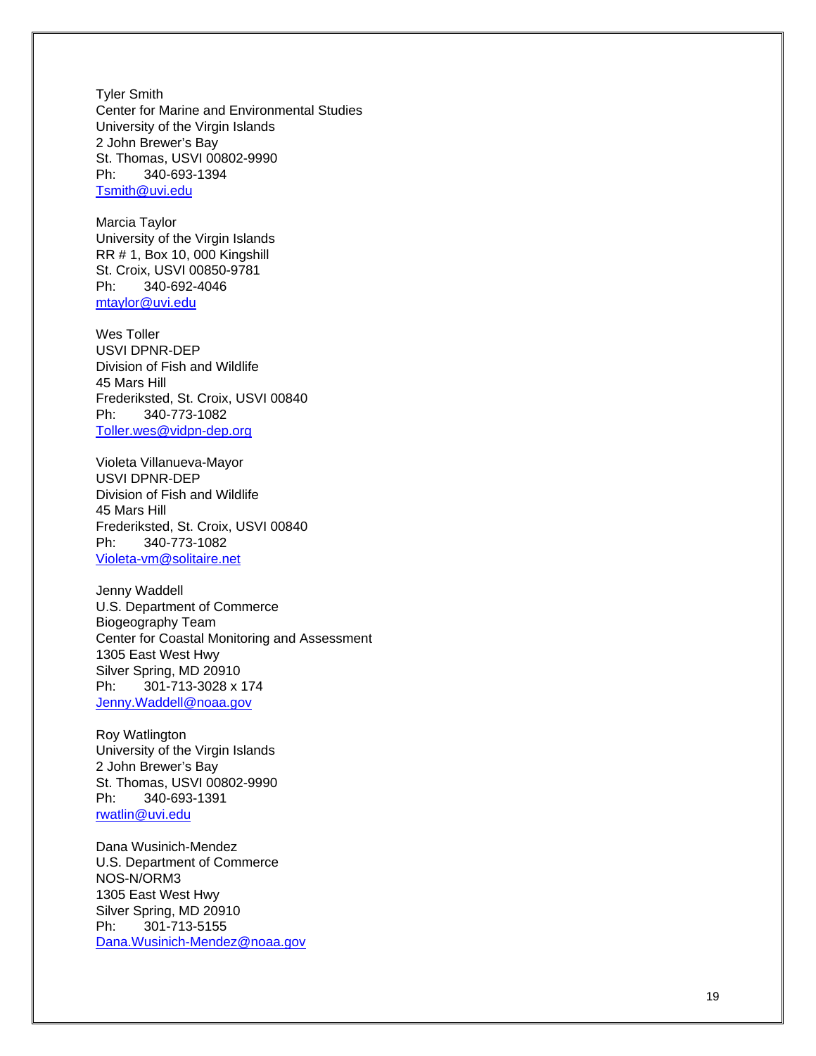Tyler Smith
Center for Marine and Environmental Studies
University of the Virgin Islands
2 John Brewer's Bay
St. Thomas, USVI 00802-9990
Ph: 340-693-1394
Tsmith@uvi.edu

Marcia Taylor
University of the Virgin Islands
RR # 1, Box 10, 000 Kingshill
St. Croix, USVI 00850-9781
Ph: 340-692-4046
mtaylor@uvi.edu

Wes Toller
USVI DPNR-DEP
Division of Fish and Wildlife
45 Mars Hill
Frederiksted, St. Croix, USVI 00840
Ph: 340-773-1082
Toller.wes@vidpn-dep.org

Violeta Villanueva-Mayor
USVI DPNR-DEP
Division of Fish and Wildlife
45 Mars Hill
Frederiksted, St. Croix, USVI 00840
Ph: 340-773-1082
Violeta-vm@solitaire.net

Jenny Waddell
U.S. Department of Commerce
Biogeography Team
Center for Coastal Monitoring and Assessment
1305 East West Hwy
Silver Spring, MD 20910
Ph: 301-713-3028 x 174
Jenny.Waddell@noaa.gov

Roy Watlington
University of the Virgin Islands
2 John Brewer's Bay
St. Thomas, USVI 00802-9990
Ph: 340-693-1391
rwatlin@uvi.edu

Dana Wusinich-Mendez
U.S. Department of Commerce
NOS-N/ORM3
1305 East West Hwy
Silver Spring, MD 20910
Ph: 301-713-5155
Dana.Wusinich-Mendez@noaa.gov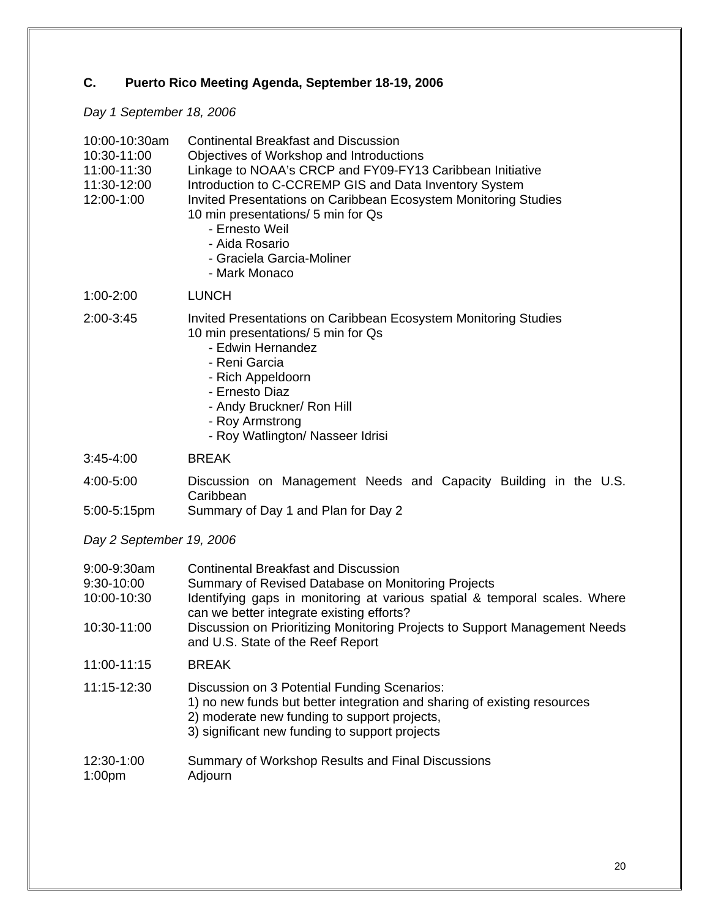## C. Puerto Rico Meeting Agenda, September 18-19, 2006

*Day 1 September 18, 2006*

| | |
|---|---|
| 10:00-10:30am | Continental Breakfast and Discussion |
| 10:30-11:00 | Objectives of Workshop and Introductions |
| 11:00-11:30 | Linkage to NOAA's CRCP and FY09-FY13 Caribbean Initiative |
| 11:30-12:00 | Introduction to C-CCREMP GIS and Data Inventory System |
| 12:00-1:00 | Invited Presentations on Caribbean Ecosystem Monitoring Studies<br>10 min presentations/ 5 min for Qs<br>- Ernesto Weil<br>- Aida Rosario<br>- Graciela Garcia-Moliner<br>- Mark Monaco |
| 1:00-2:00 | LUNCH |
| 2:00-3:45 | Invited Presentations on Caribbean Ecosystem Monitoring Studies<br>10 min presentations/ 5 min for Qs<br>- Edwin Hernandez<br>- Reni Garcia<br>- Rich Appeldoorn<br>- Ernesto Diaz<br>- Andy Bruckner/ Ron Hill<br>- Roy Armstrong<br>- Roy Watlington/ Nasseer Idrisi |
| 3:45-4:00 | BREAK |
| 4:00-5:00 | Discussion on Management Needs and Capacity Building in the U.S. Caribbean |
| 5:00-5:15pm | Summary of Day 1 and Plan for Day 2 |

*Day 2 September 19, 2006*

| | |
|---|---|
| 9:00-9:30am | Continental Breakfast and Discussion |
| 9:30-10:00 | Summary of Revised Database on Monitoring Projects |
| 10:00-10:30 | Identifying gaps in monitoring at various spatial & temporal scales. Where can we better integrate existing efforts? |
| 10:30-11:00 | Discussion on Prioritizing Monitoring Projects to Support Management Needs and U.S. State of the Reef Report |
| 11:00-11:15 | BREAK |
| 11:15-12:30 | Discussion on 3 Potential Funding Scenarios:<br>1) no new funds but better integration and sharing of existing resources<br>2) moderate new funding to support projects,<br>3) significant new funding to support projects |
| 12:30-1:00 | Summary of Workshop Results and Final Discussions |
| 1:00pm | Adjourn |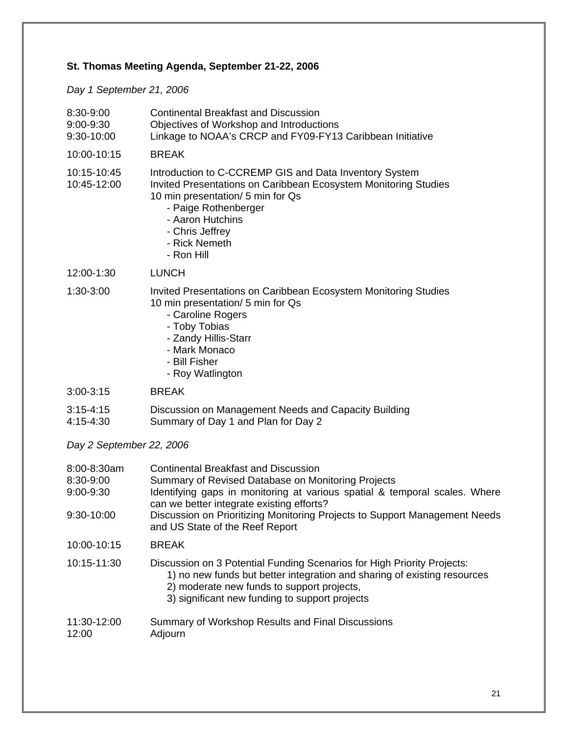**St. Thomas Meeting Agenda, September 21-22, 2006**

*Day 1 September 21, 2006*

| | |
|---|---|
| 8:30-9:00 | Continental Breakfast and Discussion |
| 9:00-9:30 | Objectives of Workshop and Introductions |
| 9:30-10:00 | Linkage to NOAA's CRCP and FY09-FY13 Caribbean Initiative |
| 10:00-10:15 | BREAK |
| 10:15-10:45 | Introduction to C-CCREMP GIS and Data Inventory System |
| 10:45-12:00 | Invited Presentations on Caribbean Ecosystem Monitoring Studies<br>10 min presentation/ 5 min for Qs<br>- Paige Rothenberger<br>- Aaron Hutchins<br>- Chris Jeffrey<br>- Rick Nemeth<br>- Ron Hill |
| 12:00-1:30 | LUNCH |
| 1:30-3:00 | Invited Presentations on Caribbean Ecosystem Monitoring Studies<br>10 min presentation/ 5 min for Qs<br>- Caroline Rogers<br>- Toby Tobias<br>- Zandy Hillis-Starr<br>- Mark Monaco<br>- Bill Fisher<br>- Roy Watlington |
| 3:00-3:15 | BREAK |
| 3:15-4:15 | Discussion on Management Needs and Capacity Building |
| 4:15-4:30 | Summary of Day 1 and Plan for Day 2 |

*Day 2 September 22, 2006*

| | |
|---|---|
| 8:00-8:30am | Continental Breakfast and Discussion |
| 8:30-9:00 | Summary of Revised Database on Monitoring Projects |
| 9:00-9:30 | Identifying gaps in monitoring at various spatial & temporal scales. Where can we better integrate existing efforts? |
| 9:30-10:00 | Discussion on Prioritizing Monitoring Projects to Support Management Needs and US State of the Reef Report |
| 10:00-10:15 | BREAK |
| 10:15-11:30 | Discussion on 3 Potential Funding Scenarios for High Priority Projects:<br>1) no new funds but better integration and sharing of existing resources<br>2) moderate new funds to support projects,<br>3) significant new funding to support projects |
| 11:30-12:00 | Summary of Workshop Results and Final Discussions |
| 12:00 | Adjourn |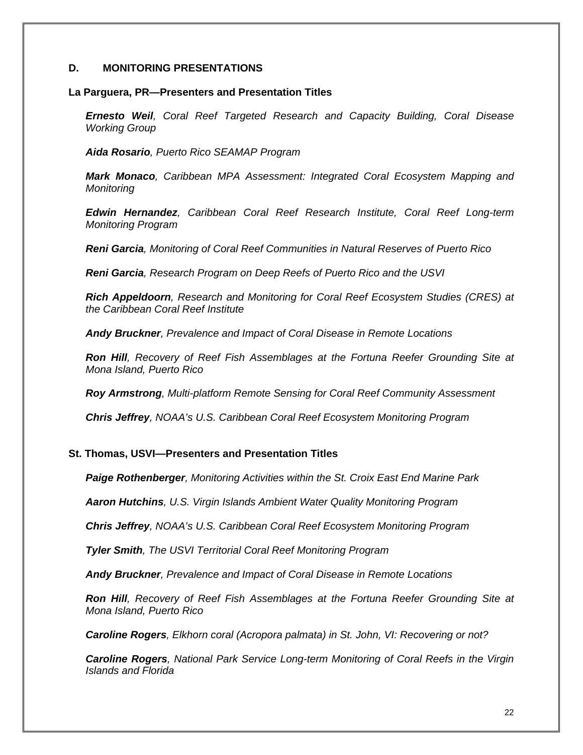## D. MONITORING PRESENTATIONS

### La Parguera, PR—Presenters and Presentation Titles

***Ernesto Weil****, Coral Reef Targeted Research and Capacity Building, Coral Disease Working Group*

***Aida Rosario****, Puerto Rico SEAMAP Program*

***Mark Monaco****, Caribbean MPA Assessment: Integrated Coral Ecosystem Mapping and Monitoring*

***Edwin Hernandez****, Caribbean Coral Reef Research Institute, Coral Reef Long-term Monitoring Program*

***Reni Garcia****, Monitoring of Coral Reef Communities in Natural Reserves of Puerto Rico*

***Reni Garcia****, Research Program on Deep Reefs of Puerto Rico and the USVI*

***Rich Appeldoorn****, Research and Monitoring for Coral Reef Ecosystem Studies (CRES) at the Caribbean Coral Reef Institute*

***Andy Bruckner****, Prevalence and Impact of Coral Disease in Remote Locations*

***Ron Hill****, Recovery of Reef Fish Assemblages at the Fortuna Reefer Grounding Site at Mona Island, Puerto Rico*

***Roy Armstrong****, Multi-platform Remote Sensing for Coral Reef Community Assessment*

***Chris Jeffrey****, NOAA's U.S. Caribbean Coral Reef Ecosystem Monitoring Program*

### St. Thomas, USVI—Presenters and Presentation Titles

***Paige Rothenberger****, Monitoring Activities within the St. Croix East End Marine Park*

***Aaron Hutchins****, U.S. Virgin Islands Ambient Water Quality Monitoring Program*

***Chris Jeffrey****, NOAA's U.S. Caribbean Coral Reef Ecosystem Monitoring Program*

***Tyler Smith****, The USVI Territorial Coral Reef Monitoring Program*

***Andy Bruckner****, Prevalence and Impact of Coral Disease in Remote Locations*

***Ron Hill****, Recovery of Reef Fish Assemblages at the Fortuna Reefer Grounding Site at Mona Island, Puerto Rico*

***Caroline Rogers****, Elkhorn coral (Acropora palmata) in St. John, VI: Recovering or not?*

***Caroline Rogers****, National Park Service Long-term Monitoring of Coral Reefs in the Virgin Islands and Florida*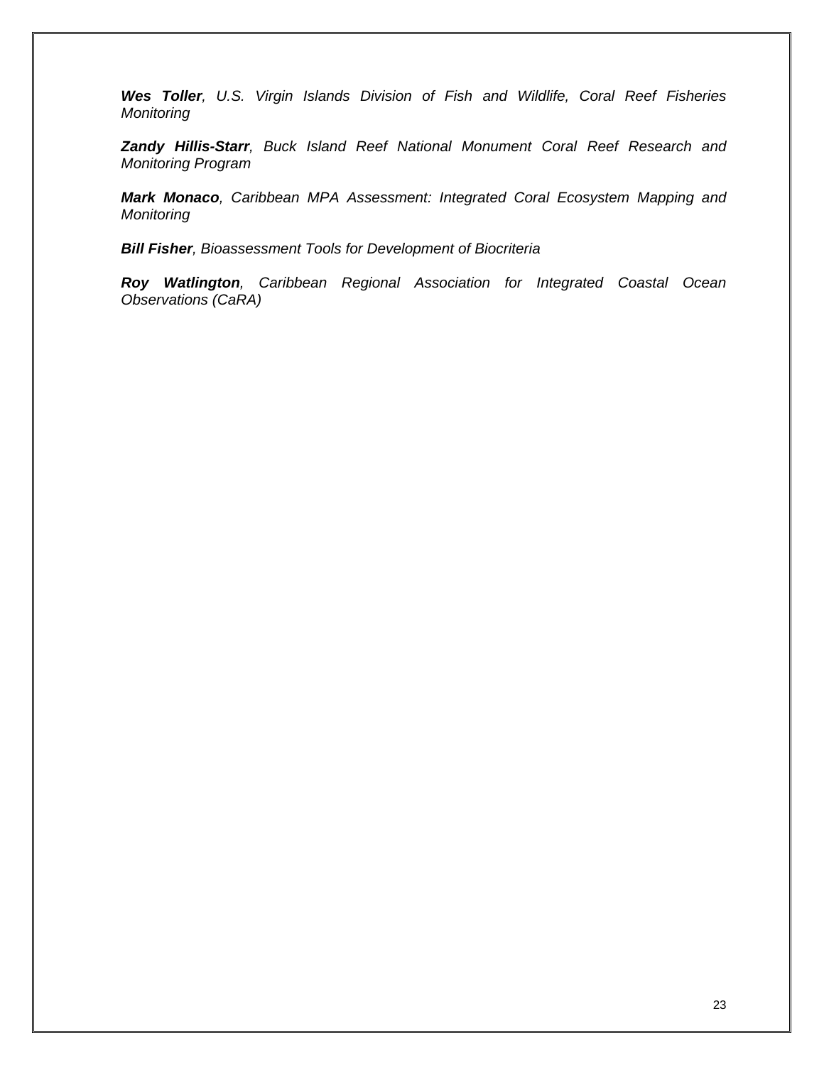***Wes Toller***, *U.S. Virgin Islands Division of Fish and Wildlife, Coral Reef Fisheries Monitoring*

***Zandy Hillis-Starr***, *Buck Island Reef National Monument Coral Reef Research and Monitoring Program*

***Mark Monaco***, *Caribbean MPA Assessment: Integrated Coral Ecosystem Mapping and Monitoring*

***Bill Fisher***, *Bioassessment Tools for Development of Biocriteria*

***Roy Watlington***, *Caribbean Regional Association for Integrated Coastal Ocean Observations (CaRA)*